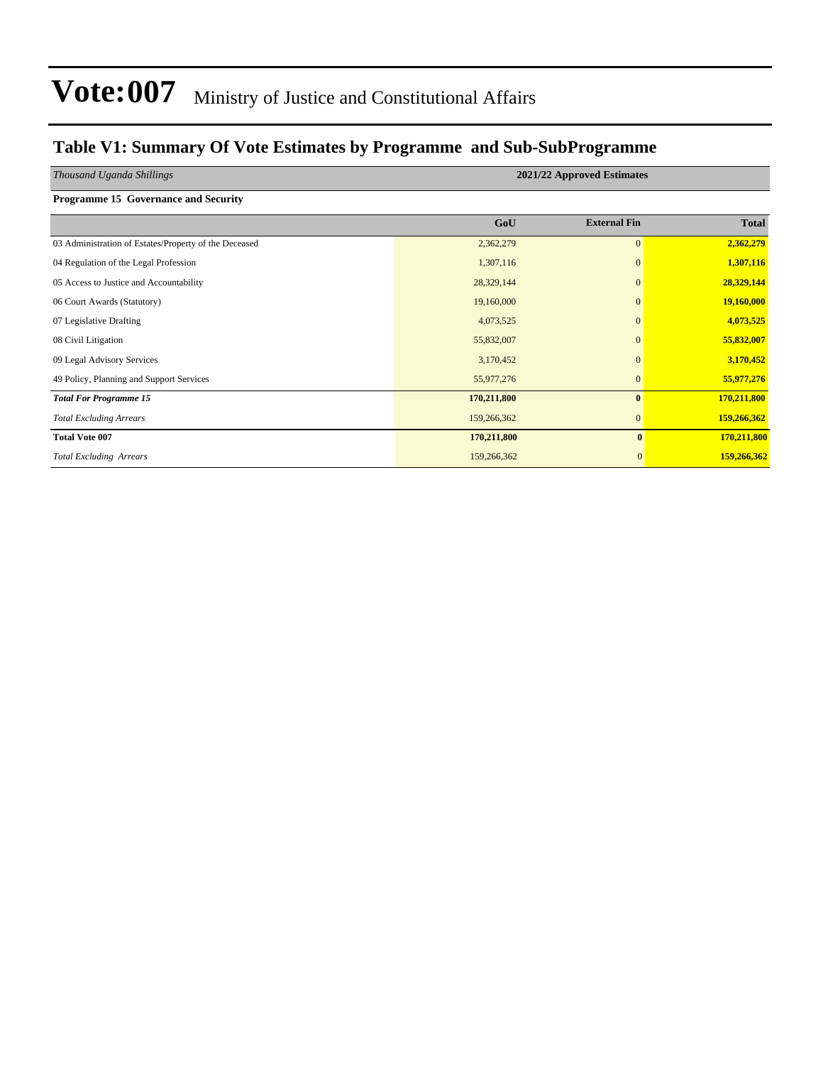# Vote:007 Ministry of Justice and Constitutional Affairs

## Table V1: Summary Of Vote Estimates by Programme and Sub-SubProgramme

| *Thousand Uganda Shillings* | 2021/22 Approved Estimates | | |
|---|---|---|---|
| **Programme 15 Governance and Security** | | | |
| | **GoU** | **External Fin** | **Total** |
| 03 Administration of Estates/Property of the Deceased | 2,362,279 | 0 | **2,362,279** |
| 04 Regulation of the Legal Profession | 1,307,116 | 0 | **1,307,116** |
| 05 Access to Justice and Accountability | 28,329,144 | 0 | **28,329,144** |
| 06 Court Awards (Statutory) | 19,160,000 | 0 | **19,160,000** |
| 07 Legislative Drafting | 4,073,525 | 0 | **4,073,525** |
| 08 Civil Litigation | 55,832,007 | 0 | **55,832,007** |
| 09 Legal Advisory Services | 3,170,452 | 0 | **3,170,452** |
| 49 Policy, Planning and Support Services | 55,977,276 | 0 | **55,977,276** |
| ***Total For Programme 15*** | **170,211,800** | **0** | **170,211,800** |
| *Total Excluding Arrears* | 159,266,362 | 0 | **159,266,362** |
| **Total Vote 007** | **170,211,800** | **0** | **170,211,800** |
| *Total Excluding Arrears* | 159,266,362 | 0 | **159,266,362** |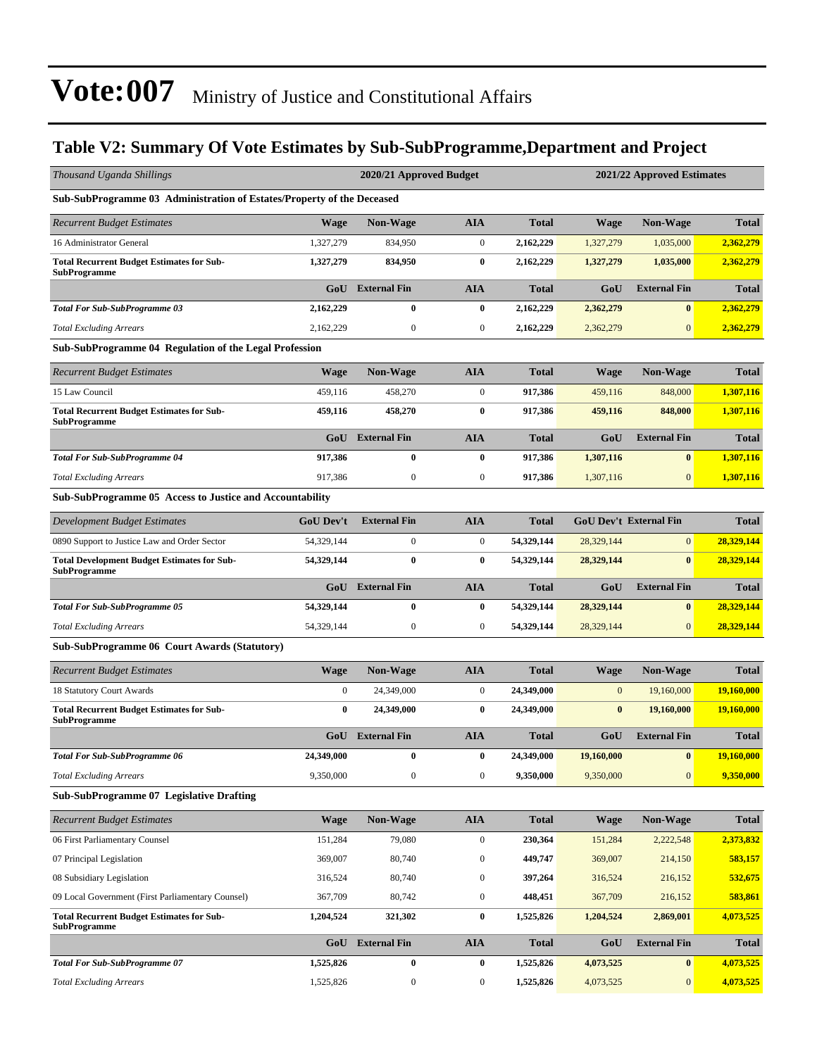# Vote:007 Ministry of Justice and Constitutional Affairs

## Table V2: Summary Of Vote Estimates by Sub-SubProgramme,Department and Project

| *Thousand Uganda Shillings* | 2020/21 Approved Budget | | | | 2021/22 Approved Estimates | | |
|---|---|---|---|---|---|---|---|
| **Sub-SubProgramme 03 Administration of Estates/Property of the Deceased** | | | | | | | |
| *Recurrent Budget Estimates* | **Wage** | **Non-Wage** | **AIA** | **Total** | **Wage** | **Non-Wage** | **Total** |
| 16 Administrator General | 1,327,279 | 834,950 | 0 | **2,162,229** | 1,327,279 | 1,035,000 | **2,362,279** |
| **Total Recurrent Budget Estimates for Sub-SubProgramme** | **1,327,279** | **834,950** | **0** | **2,162,229** | **1,327,279** | **1,035,000** | **2,362,279** |
| | **GoU** | **External Fin** | **AIA** | **Total** | **GoU** | **External Fin** | **Total** |
| ***Total For Sub-SubProgramme 03*** | **2,162,229** | **0** | **0** | **2,162,229** | **2,362,279** | **0** | **2,362,279** |
| *Total Excluding Arrears* | 2,162,229 | 0 | 0 | **2,162,229** | 2,362,279 | 0 | **2,362,279** |
| **Sub-SubProgramme 04 Regulation of the Legal Profession** | | | | | | | |
| *Recurrent Budget Estimates* | **Wage** | **Non-Wage** | **AIA** | **Total** | **Wage** | **Non-Wage** | **Total** |
| 15 Law Council | 459,116 | 458,270 | 0 | **917,386** | 459,116 | 848,000 | **1,307,116** |
| **Total Recurrent Budget Estimates for Sub-SubProgramme** | **459,116** | **458,270** | **0** | **917,386** | **459,116** | **848,000** | **1,307,116** |
| | **GoU** | **External Fin** | **AIA** | **Total** | **GoU** | **External Fin** | **Total** |
| ***Total For Sub-SubProgramme 04*** | **917,386** | **0** | **0** | **917,386** | **1,307,116** | **0** | **1,307,116** |
| *Total Excluding Arrears* | 917,386 | 0 | 0 | **917,386** | 1,307,116 | 0 | **1,307,116** |
| **Sub-SubProgramme 05 Access to Justice and Accountability** | | | | | | | |
| *Development Budget Estimates* | **GoU Dev't** | **External Fin** | **AIA** | **Total** | **GoU Dev't** | **External Fin** | **Total** |
| 0890 Support to Justice Law and Order Sector | 54,329,144 | 0 | 0 | **54,329,144** | 28,329,144 | 0 | **28,329,144** |
| **Total Development Budget Estimates for Sub-SubProgramme** | **54,329,144** | **0** | **0** | **54,329,144** | **28,329,144** | **0** | **28,329,144** |
| | **GoU** | **External Fin** | **AIA** | **Total** | **GoU** | **External Fin** | **Total** |
| ***Total For Sub-SubProgramme 05*** | **54,329,144** | **0** | **0** | **54,329,144** | **28,329,144** | **0** | **28,329,144** |
| *Total Excluding Arrears* | 54,329,144 | 0 | 0 | **54,329,144** | 28,329,144 | 0 | **28,329,144** |
| **Sub-SubProgramme 06 Court Awards (Statutory)** | | | | | | | |
| *Recurrent Budget Estimates* | **Wage** | **Non-Wage** | **AIA** | **Total** | **Wage** | **Non-Wage** | **Total** |
| 18 Statutory Court Awards | 0 | 24,349,000 | 0 | **24,349,000** | 0 | 19,160,000 | **19,160,000** |
| **Total Recurrent Budget Estimates for Sub-SubProgramme** | **0** | **24,349,000** | **0** | **24,349,000** | **0** | **19,160,000** | **19,160,000** |
| | **GoU** | **External Fin** | **AIA** | **Total** | **GoU** | **External Fin** | **Total** |
| ***Total For Sub-SubProgramme 06*** | **24,349,000** | **0** | **0** | **24,349,000** | **19,160,000** | **0** | **19,160,000** |
| *Total Excluding Arrears* | 9,350,000 | 0 | 0 | **9,350,000** | 9,350,000 | 0 | **9,350,000** |
| **Sub-SubProgramme 07 Legislative Drafting** | | | | | | | |
| *Recurrent Budget Estimates* | **Wage** | **Non-Wage** | **AIA** | **Total** | **Wage** | **Non-Wage** | **Total** |
| 06 First Parliamentary Counsel | 151,284 | 79,080 | 0 | **230,364** | 151,284 | 2,222,548 | **2,373,832** |
| 07 Principal Legislation | 369,007 | 80,740 | 0 | **449,747** | 369,007 | 214,150 | **583,157** |
| 08 Subsidiary Legislation | 316,524 | 80,740 | 0 | **397,264** | 316,524 | 216,152 | **532,675** |
| 09 Local Government (First Parliamentary Counsel) | 367,709 | 80,742 | 0 | **448,451** | 367,709 | 216,152 | **583,861** |
| **Total Recurrent Budget Estimates for Sub-SubProgramme** | **1,204,524** | **321,302** | **0** | **1,525,826** | **1,204,524** | **2,869,001** | **4,073,525** |
| | **GoU** | **External Fin** | **AIA** | **Total** | **GoU** | **External Fin** | **Total** |
| ***Total For Sub-SubProgramme 07*** | **1,525,826** | **0** | **0** | **1,525,826** | **4,073,525** | **0** | **4,073,525** |
| *Total Excluding Arrears* | 1,525,826 | 0 | 0 | **1,525,826** | 4,073,525 | 0 | **4,073,525** |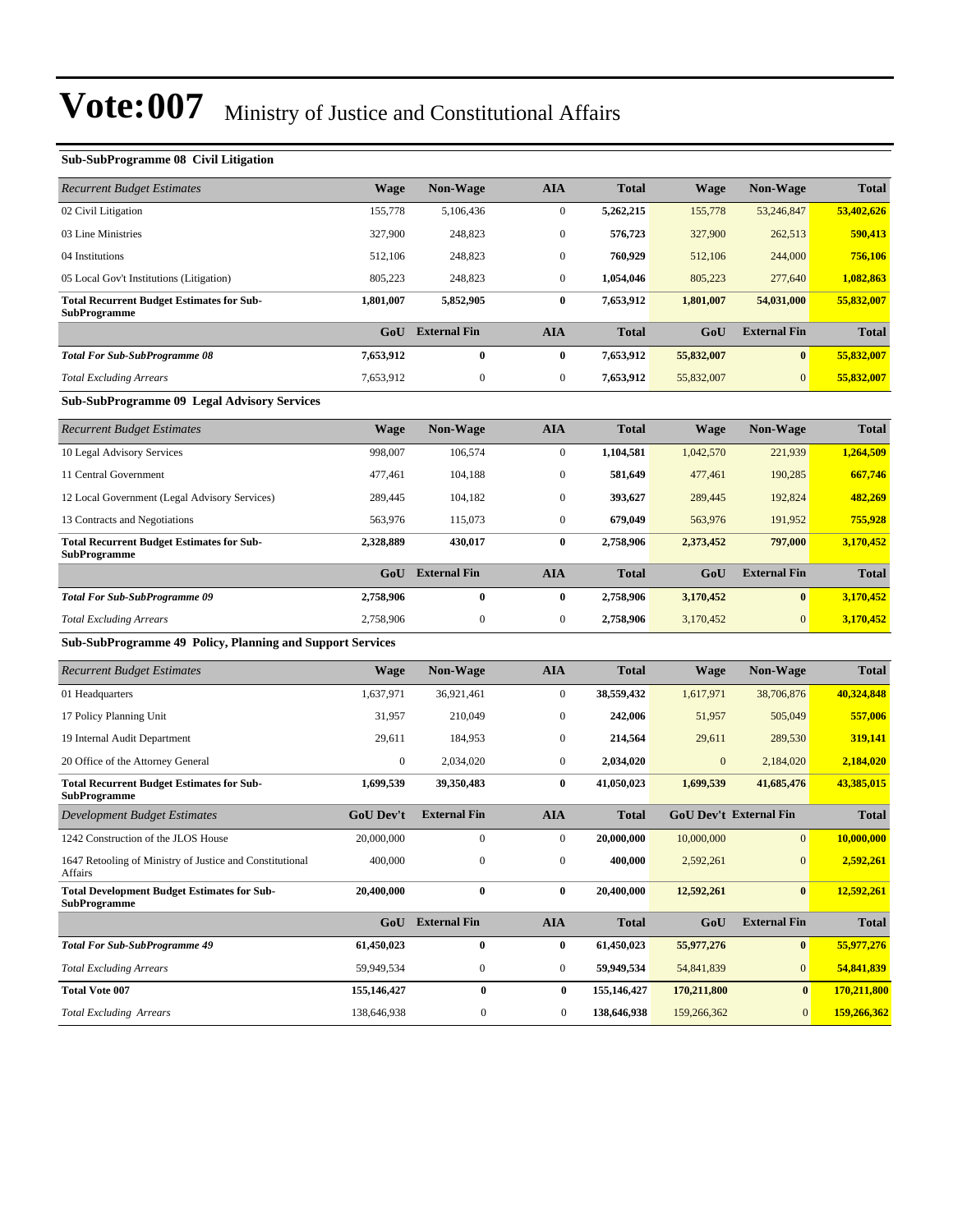# Vote:007 Ministry of Justice and Constitutional Affairs

**Sub-SubProgramme 08 Civil Litigation**

| *Recurrent Budget Estimates* | Wage | Non-Wage | AIA | Total | Wage | Non-Wage | Total |
|---|---|---|---|---|---|---|---|
| 02 Civil Litigation | 155,778 | 5,106,436 | 0 | **5,262,215** | 155,778 | 53,246,847 | **53,402,626** |
| 03 Line Ministries | 327,900 | 248,823 | 0 | **576,723** | 327,900 | 262,513 | **590,413** |
| 04 Institutions | 512,106 | 248,823 | 0 | **760,929** | 512,106 | 244,000 | **756,106** |
| 05 Local Gov't Institutions (Litigation) | 805,223 | 248,823 | 0 | **1,054,046** | 805,223 | 277,640 | **1,082,863** |
| **Total Recurrent Budget Estimates for Sub-SubProgramme** | **1,801,007** | **5,852,905** | **0** | **7,653,912** | **1,801,007** | **54,031,000** | **55,832,007** |
| | **GoU** | **External Fin** | **AIA** | **Total** | **GoU** | **External Fin** | **Total** |
| ***Total For Sub-SubProgramme 08*** | **7,653,912** | **0** | **0** | **7,653,912** | **55,832,007** | **0** | **55,832,007** |
| *Total Excluding Arrears* | 7,653,912 | 0 | 0 | **7,653,912** | 55,832,007 | 0 | **55,832,007** |

**Sub-SubProgramme 09 Legal Advisory Services**

| *Recurrent Budget Estimates* | Wage | Non-Wage | AIA | Total | Wage | Non-Wage | Total |
|---|---|---|---|---|---|---|---|
| 10 Legal Advisory Services | 998,007 | 106,574 | 0 | **1,104,581** | 1,042,570 | 221,939 | **1,264,509** |
| 11 Central Government | 477,461 | 104,188 | 0 | **581,649** | 477,461 | 190,285 | **667,746** |
| 12 Local Government (Legal Advisory Services) | 289,445 | 104,182 | 0 | **393,627** | 289,445 | 192,824 | **482,269** |
| 13 Contracts and Negotiations | 563,976 | 115,073 | 0 | **679,049** | 563,976 | 191,952 | **755,928** |
| **Total Recurrent Budget Estimates for Sub-SubProgramme** | **2,328,889** | **430,017** | **0** | **2,758,906** | **2,373,452** | **797,000** | **3,170,452** |
| | **GoU** | **External Fin** | **AIA** | **Total** | **GoU** | **External Fin** | **Total** |
| ***Total For Sub-SubProgramme 09*** | **2,758,906** | **0** | **0** | **2,758,906** | **3,170,452** | **0** | **3,170,452** |
| *Total Excluding Arrears* | 2,758,906 | 0 | 0 | **2,758,906** | 3,170,452 | 0 | **3,170,452** |

**Sub-SubProgramme 49 Policy, Planning and Support Services**

| *Recurrent Budget Estimates* | Wage | Non-Wage | AIA | Total | Wage | Non-Wage | Total |
|---|---|---|---|---|---|---|---|
| 01 Headquarters | 1,637,971 | 36,921,461 | 0 | **38,559,432** | 1,617,971 | 38,706,876 | **40,324,848** |
| 17 Policy Planning Unit | 31,957 | 210,049 | 0 | **242,006** | 51,957 | 505,049 | **557,006** |
| 19 Internal Audit Department | 29,611 | 184,953 | 0 | **214,564** | 29,611 | 289,530 | **319,141** |
| 20 Office of the Attorney General | 0 | 2,034,020 | 0 | **2,034,020** | 0 | 2,184,020 | **2,184,020** |
| **Total Recurrent Budget Estimates for Sub-SubProgramme** | **1,699,539** | **39,350,483** | **0** | **41,050,023** | **1,699,539** | **41,685,476** | **43,385,015** |
| *Development Budget Estimates* | **GoU Dev't** | **External Fin** | **AIA** | **Total** | **GoU Dev't** | **External Fin** | **Total** |
| 1242 Construction of the JLOS House | 20,000,000 | 0 | 0 | **20,000,000** | 10,000,000 | 0 | **10,000,000** |
| 1647 Retooling of Ministry of Justice and Constitutional Affairs | 400,000 | 0 | 0 | **400,000** | 2,592,261 | 0 | **2,592,261** |
| **Total Development Budget Estimates for Sub-SubProgramme** | **20,400,000** | **0** | **0** | **20,400,000** | **12,592,261** | **0** | **12,592,261** |
| | **GoU** | **External Fin** | **AIA** | **Total** | **GoU** | **External Fin** | **Total** |
| ***Total For Sub-SubProgramme 49*** | **61,450,023** | **0** | **0** | **61,450,023** | **55,977,276** | **0** | **55,977,276** |
| *Total Excluding Arrears* | 59,949,534 | 0 | 0 | **59,949,534** | 54,841,839 | 0 | **54,841,839** |
| **Total Vote 007** | **155,146,427** | **0** | **0** | **155,146,427** | **170,211,800** | **0** | **170,211,800** |
| *Total Excluding Arrears* | 138,646,938 | 0 | 0 | **138,646,938** | 159,266,362 | 0 | **159,266,362** |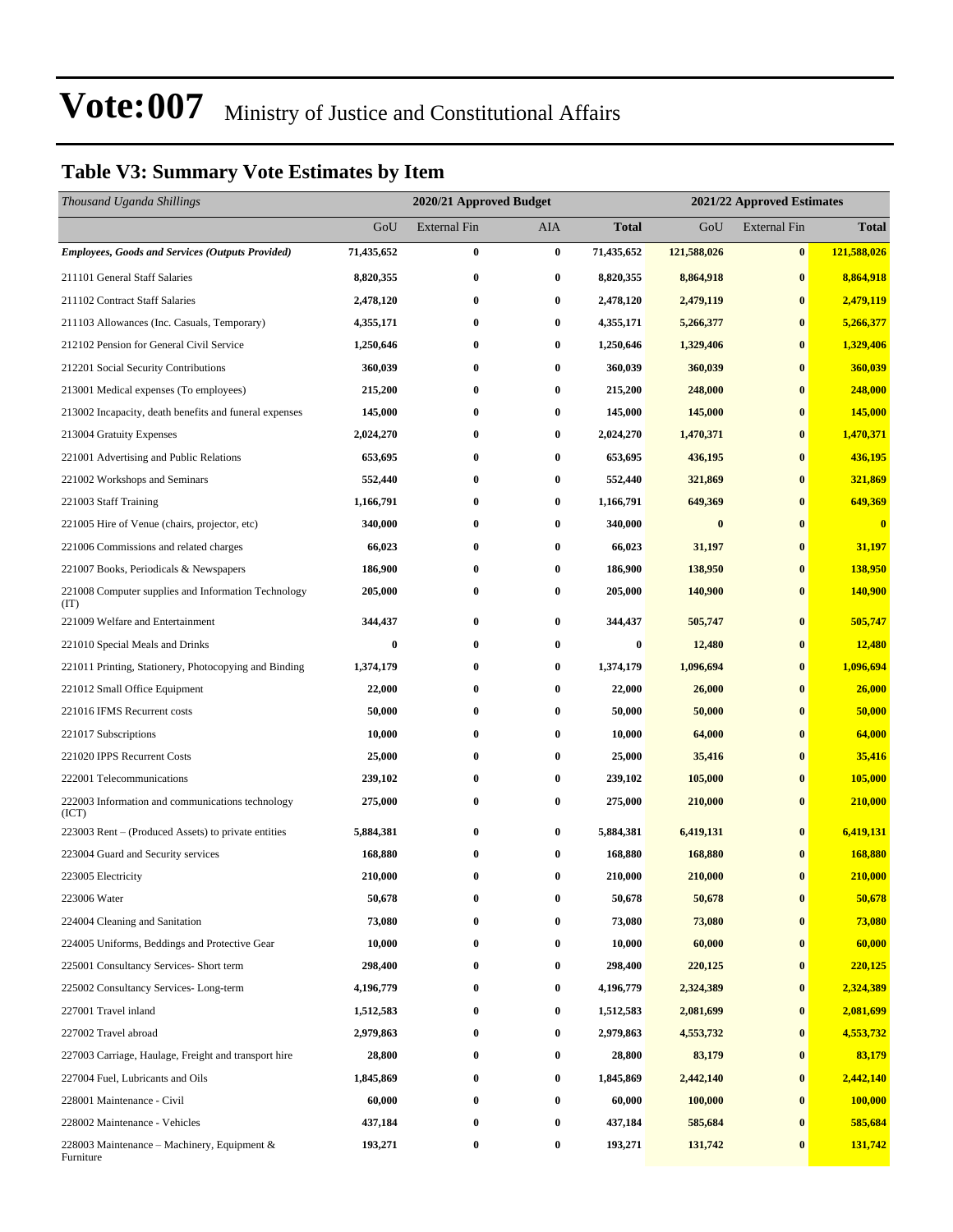# Vote:007 Ministry of Justice and Constitutional Affairs

## Table V3: Summary Vote Estimates by Item

| *Thousand Uganda Shillings* | 2020/21 Approved Budget | | | | 2021/22 Approved Estimates | | |
|---|---|---|---|---|---|---|---|
| | GoU | External Fin | AIA | **Total** | GoU | External Fin | **Total** |
| ***Employees, Goods and Services (Outputs Provided)*** | **71,435,652** | **0** | **0** | **71,435,652** | **121,588,026** | **0** | **121,588,026** |
| 211101 General Staff Salaries | **8,820,355** | **0** | **0** | **8,820,355** | **8,864,918** | **0** | **8,864,918** |
| 211102 Contract Staff Salaries | **2,478,120** | **0** | **0** | **2,478,120** | **2,479,119** | **0** | **2,479,119** |
| 211103 Allowances (Inc. Casuals, Temporary) | **4,355,171** | **0** | **0** | **4,355,171** | **5,266,377** | **0** | **5,266,377** |
| 212102 Pension for General Civil Service | **1,250,646** | **0** | **0** | **1,250,646** | **1,329,406** | **0** | **1,329,406** |
| 212201 Social Security Contributions | **360,039** | **0** | **0** | **360,039** | **360,039** | **0** | **360,039** |
| 213001 Medical expenses (To employees) | **215,200** | **0** | **0** | **215,200** | **248,000** | **0** | **248,000** |
| 213002 Incapacity, death benefits and funeral expenses | **145,000** | **0** | **0** | **145,000** | **145,000** | **0** | **145,000** |
| 213004 Gratuity Expenses | **2,024,270** | **0** | **0** | **2,024,270** | **1,470,371** | **0** | **1,470,371** |
| 221001 Advertising and Public Relations | **653,695** | **0** | **0** | **653,695** | **436,195** | **0** | **436,195** |
| 221002 Workshops and Seminars | **552,440** | **0** | **0** | **552,440** | **321,869** | **0** | **321,869** |
| 221003 Staff Training | **1,166,791** | **0** | **0** | **1,166,791** | **649,369** | **0** | **649,369** |
| 221005 Hire of Venue (chairs, projector, etc) | **340,000** | **0** | **0** | **340,000** | **0** | **0** | **0** |
| 221006 Commissions and related charges | **66,023** | **0** | **0** | **66,023** | **31,197** | **0** | **31,197** |
| 221007 Books, Periodicals & Newspapers | **186,900** | **0** | **0** | **186,900** | **138,950** | **0** | **138,950** |
| 221008 Computer supplies and Information Technology (IT) | **205,000** | **0** | **0** | **205,000** | **140,900** | **0** | **140,900** |
| 221009 Welfare and Entertainment | **344,437** | **0** | **0** | **344,437** | **505,747** | **0** | **505,747** |
| 221010 Special Meals and Drinks | **0** | **0** | **0** | **0** | **12,480** | **0** | **12,480** |
| 221011 Printing, Stationery, Photocopying and Binding | **1,374,179** | **0** | **0** | **1,374,179** | **1,096,694** | **0** | **1,096,694** |
| 221012 Small Office Equipment | **22,000** | **0** | **0** | **22,000** | **26,000** | **0** | **26,000** |
| 221016 IFMS Recurrent costs | **50,000** | **0** | **0** | **50,000** | **50,000** | **0** | **50,000** |
| 221017 Subscriptions | **10,000** | **0** | **0** | **10,000** | **64,000** | **0** | **64,000** |
| 221020 IPPS Recurrent Costs | **25,000** | **0** | **0** | **25,000** | **35,416** | **0** | **35,416** |
| 222001 Telecommunications | **239,102** | **0** | **0** | **239,102** | **105,000** | **0** | **105,000** |
| 222003 Information and communications technology (ICT) | **275,000** | **0** | **0** | **275,000** | **210,000** | **0** | **210,000** |
| 223003 Rent – (Produced Assets) to private entities | **5,884,381** | **0** | **0** | **5,884,381** | **6,419,131** | **0** | **6,419,131** |
| 223004 Guard and Security services | **168,880** | **0** | **0** | **168,880** | **168,880** | **0** | **168,880** |
| 223005 Electricity | **210,000** | **0** | **0** | **210,000** | **210,000** | **0** | **210,000** |
| 223006 Water | **50,678** | **0** | **0** | **50,678** | **50,678** | **0** | **50,678** |
| 224004 Cleaning and Sanitation | **73,080** | **0** | **0** | **73,080** | **73,080** | **0** | **73,080** |
| 224005 Uniforms, Beddings and Protective Gear | **10,000** | **0** | **0** | **10,000** | **60,000** | **0** | **60,000** |
| 225001 Consultancy Services- Short term | **298,400** | **0** | **0** | **298,400** | **220,125** | **0** | **220,125** |
| 225002 Consultancy Services- Long-term | **4,196,779** | **0** | **0** | **4,196,779** | **2,324,389** | **0** | **2,324,389** |
| 227001 Travel inland | **1,512,583** | **0** | **0** | **1,512,583** | **2,081,699** | **0** | **2,081,699** |
| 227002 Travel abroad | **2,979,863** | **0** | **0** | **2,979,863** | **4,553,732** | **0** | **4,553,732** |
| 227003 Carriage, Haulage, Freight and transport hire | **28,800** | **0** | **0** | **28,800** | **83,179** | **0** | **83,179** |
| 227004 Fuel, Lubricants and Oils | **1,845,869** | **0** | **0** | **1,845,869** | **2,442,140** | **0** | **2,442,140** |
| 228001 Maintenance - Civil | **60,000** | **0** | **0** | **60,000** | **100,000** | **0** | **100,000** |
| 228002 Maintenance - Vehicles | **437,184** | **0** | **0** | **437,184** | **585,684** | **0** | **585,684** |
| 228003 Maintenance – Machinery, Equipment & Furniture | **193,271** | **0** | **0** | **193,271** | **131,742** | **0** | **131,742** |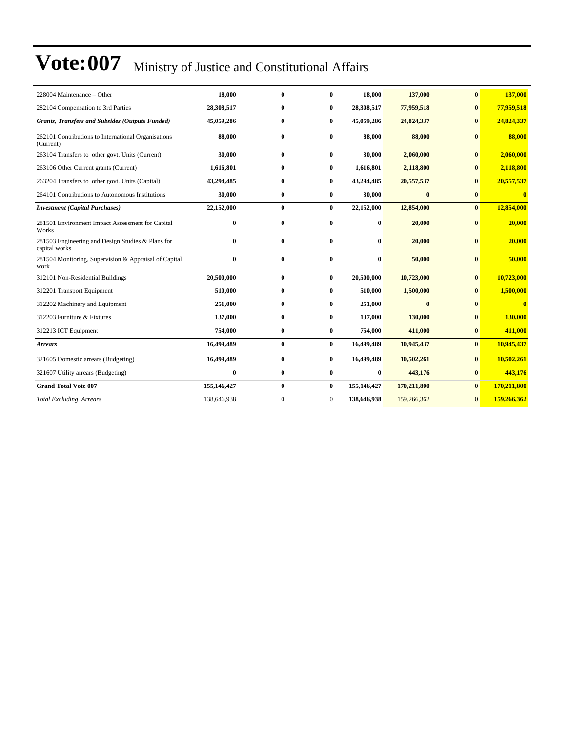# Vote:007 Ministry of Justice and Constitutional Affairs

| | | | | | | | |
|---|---|---|---|---|---|---|---|
| 228004 Maintenance – Other | **18,000** | **0** | **0** | **18,000** | **137,000** | **0** | **137,000** |
| 282104 Compensation to 3rd Parties | **28,308,517** | **0** | **0** | **28,308,517** | **77,959,518** | **0** | **77,959,518** |
| ***Grants, Transfers and Subsides (Outputs Funded)*** | **45,059,286** | **0** | **0** | **45,059,286** | **24,824,337** | **0** | **24,824,337** |
| 262101 Contributions to International Organisations (Current) | **88,000** | **0** | **0** | **88,000** | **88,000** | **0** | **88,000** |
| 263104 Transfers to other govt. Units (Current) | **30,000** | **0** | **0** | **30,000** | **2,060,000** | **0** | **2,060,000** |
| 263106 Other Current grants (Current) | **1,616,801** | **0** | **0** | **1,616,801** | **2,118,800** | **0** | **2,118,800** |
| 263204 Transfers to other govt. Units (Capital) | **43,294,485** | **0** | **0** | **43,294,485** | **20,557,537** | **0** | **20,557,537** |
| 264101 Contributions to Autonomous Institutions | **30,000** | **0** | **0** | **30,000** | **0** | **0** | **0** |
| ***Investment (Capital Purchases)*** | **22,152,000** | **0** | **0** | **22,152,000** | **12,854,000** | **0** | **12,854,000** |
| 281501 Environment Impact Assessment for Capital Works | **0** | **0** | **0** | **0** | **20,000** | **0** | **20,000** |
| 281503 Engineering and Design Studies & Plans for capital works | **0** | **0** | **0** | **0** | **20,000** | **0** | **20,000** |
| 281504 Monitoring, Supervision & Appraisal of Capital work | **0** | **0** | **0** | **0** | **50,000** | **0** | **50,000** |
| 312101 Non-Residential Buildings | **20,500,000** | **0** | **0** | **20,500,000** | **10,723,000** | **0** | **10,723,000** |
| 312201 Transport Equipment | **510,000** | **0** | **0** | **510,000** | **1,500,000** | **0** | **1,500,000** |
| 312202 Machinery and Equipment | **251,000** | **0** | **0** | **251,000** | **0** | **0** | **0** |
| 312203 Furniture & Fixtures | **137,000** | **0** | **0** | **137,000** | **130,000** | **0** | **130,000** |
| 312213 ICT Equipment | **754,000** | **0** | **0** | **754,000** | **411,000** | **0** | **411,000** |
| ***Arrears*** | **16,499,489** | **0** | **0** | **16,499,489** | **10,945,437** | **0** | **10,945,437** |
| 321605 Domestic arrears (Budgeting) | **16,499,489** | **0** | **0** | **16,499,489** | **10,502,261** | **0** | **10,502,261** |
| 321607 Utility arrears (Budgeting) | **0** | **0** | **0** | **0** | **443,176** | **0** | **443,176** |
| **Grand Total Vote 007** | **155,146,427** | **0** | **0** | **155,146,427** | **170,211,800** | **0** | **170,211,800** |
| *Total Excluding Arrears* | 138,646,938 | 0 | 0 | **138,646,938** | 159,266,362 | 0 | **159,266,362** |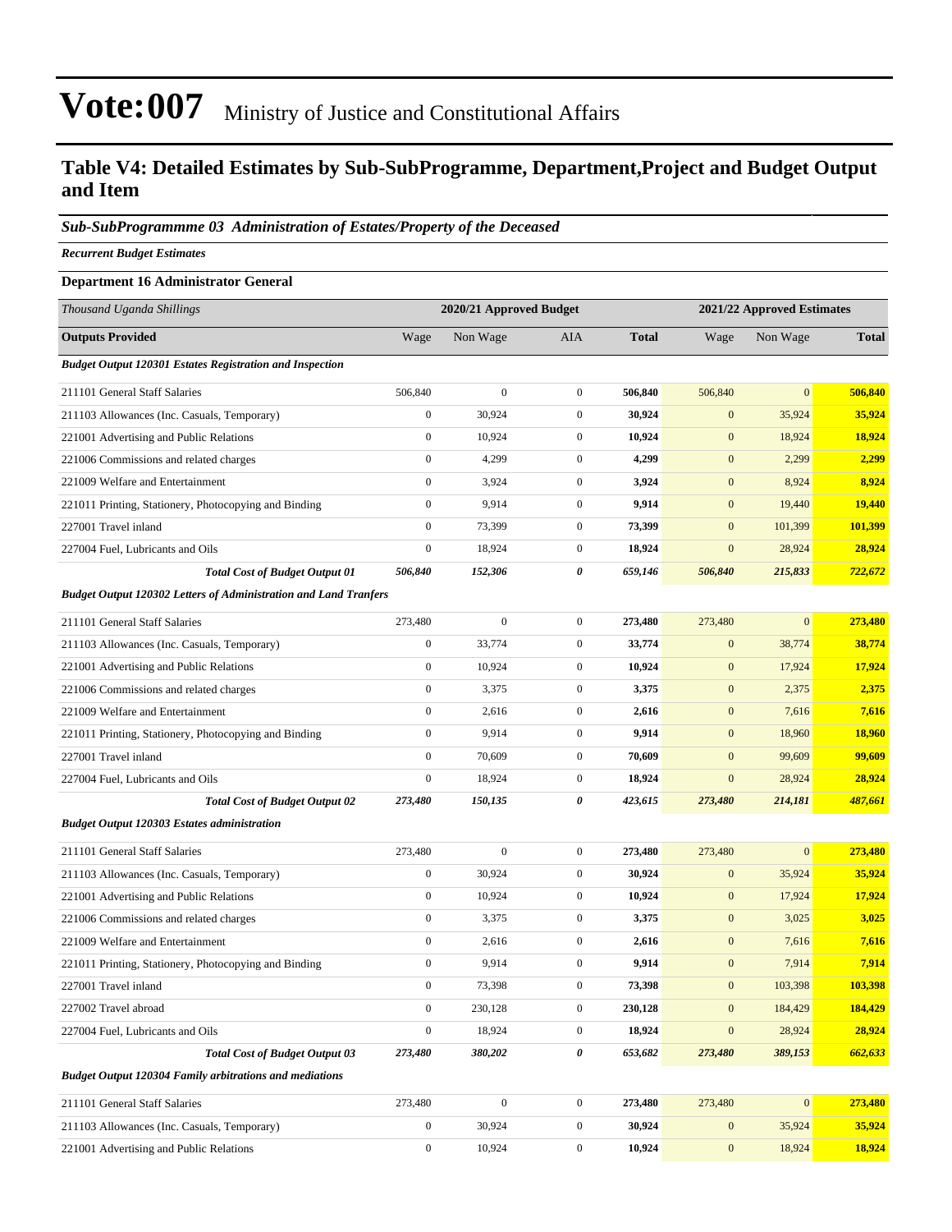# Vote:007 Ministry of Justice and Constitutional Affairs

## Table V4: Detailed Estimates by Sub-SubProgramme, Department,Project and Budget Output and Item

### *Sub-SubProgrammme 03 Administration of Estates/Property of the Deceased*

***Recurrent Budget Estimates***

**Department 16 Administrator General**

| *Thousand Uganda Shillings* | 2020/21 Approved Budget | | | | 2021/22 Approved Estimates | | |
|---|---|---|---|---|---|---|---|
| **Outputs Provided** | Wage | Non Wage | AIA | **Total** | Wage | Non Wage | **Total** |
| ***Budget Output 120301 Estates Registration and Inspection*** | | | | | | | |
| 211101 General Staff Salaries | 506,840 | 0 | 0 | **506,840** | 506,840 | 0 | **506,840** |
| 211103 Allowances (Inc. Casuals, Temporary) | 0 | 30,924 | 0 | **30,924** | 0 | 35,924 | **35,924** |
| 221001 Advertising and Public Relations | 0 | 10,924 | 0 | **10,924** | 0 | 18,924 | **18,924** |
| 221006 Commissions and related charges | 0 | 4,299 | 0 | **4,299** | 0 | 2,299 | **2,299** |
| 221009 Welfare and Entertainment | 0 | 3,924 | 0 | **3,924** | 0 | 8,924 | **8,924** |
| 221011 Printing, Stationery, Photocopying and Binding | 0 | 9,914 | 0 | **9,914** | 0 | 19,440 | **19,440** |
| 227001 Travel inland | 0 | 73,399 | 0 | **73,399** | 0 | 101,399 | **101,399** |
| 227004 Fuel, Lubricants and Oils | 0 | 18,924 | 0 | **18,924** | 0 | 28,924 | **28,924** |
| ***Total Cost of Budget Output 01*** | ***506,840*** | ***152,306*** | ***0*** | ***659,146*** | ***506,840*** | ***215,833*** | ***722,672*** |
| ***Budget Output 120302 Letters of Administration and Land Tranfers*** | | | | | | | |
| 211101 General Staff Salaries | 273,480 | 0 | 0 | **273,480** | 273,480 | 0 | **273,480** |
| 211103 Allowances (Inc. Casuals, Temporary) | 0 | 33,774 | 0 | **33,774** | 0 | 38,774 | **38,774** |
| 221001 Advertising and Public Relations | 0 | 10,924 | 0 | **10,924** | 0 | 17,924 | **17,924** |
| 221006 Commissions and related charges | 0 | 3,375 | 0 | **3,375** | 0 | 2,375 | **2,375** |
| 221009 Welfare and Entertainment | 0 | 2,616 | 0 | **2,616** | 0 | 7,616 | **7,616** |
| 221011 Printing, Stationery, Photocopying and Binding | 0 | 9,914 | 0 | **9,914** | 0 | 18,960 | **18,960** |
| 227001 Travel inland | 0 | 70,609 | 0 | **70,609** | 0 | 99,609 | **99,609** |
| 227004 Fuel, Lubricants and Oils | 0 | 18,924 | 0 | **18,924** | 0 | 28,924 | **28,924** |
| ***Total Cost of Budget Output 02*** | ***273,480*** | ***150,135*** | ***0*** | ***423,615*** | ***273,480*** | ***214,181*** | ***487,661*** |
| ***Budget Output 120303 Estates administration*** | | | | | | | |
| 211101 General Staff Salaries | 273,480 | 0 | 0 | **273,480** | 273,480 | 0 | **273,480** |
| 211103 Allowances (Inc. Casuals, Temporary) | 0 | 30,924 | 0 | **30,924** | 0 | 35,924 | **35,924** |
| 221001 Advertising and Public Relations | 0 | 10,924 | 0 | **10,924** | 0 | 17,924 | **17,924** |
| 221006 Commissions and related charges | 0 | 3,375 | 0 | **3,375** | 0 | 3,025 | **3,025** |
| 221009 Welfare and Entertainment | 0 | 2,616 | 0 | **2,616** | 0 | 7,616 | **7,616** |
| 221011 Printing, Stationery, Photocopying and Binding | 0 | 9,914 | 0 | **9,914** | 0 | 7,914 | **7,914** |
| 227001 Travel inland | 0 | 73,398 | 0 | **73,398** | 0 | 103,398 | **103,398** |
| 227002 Travel abroad | 0 | 230,128 | 0 | **230,128** | 0 | 184,429 | **184,429** |
| 227004 Fuel, Lubricants and Oils | 0 | 18,924 | 0 | **18,924** | 0 | 28,924 | **28,924** |
| ***Total Cost of Budget Output 03*** | ***273,480*** | ***380,202*** | ***0*** | ***653,682*** | ***273,480*** | ***389,153*** | ***662,633*** |
| ***Budget Output 120304 Family arbitrations and mediations*** | | | | | | | |
| 211101 General Staff Salaries | 273,480 | 0 | 0 | **273,480** | 273,480 | 0 | **273,480** |
| 211103 Allowances (Inc. Casuals, Temporary) | 0 | 30,924 | 0 | **30,924** | 0 | 35,924 | **35,924** |
| 221001 Advertising and Public Relations | 0 | 10,924 | 0 | **10,924** | 0 | 18,924 | **18,924** |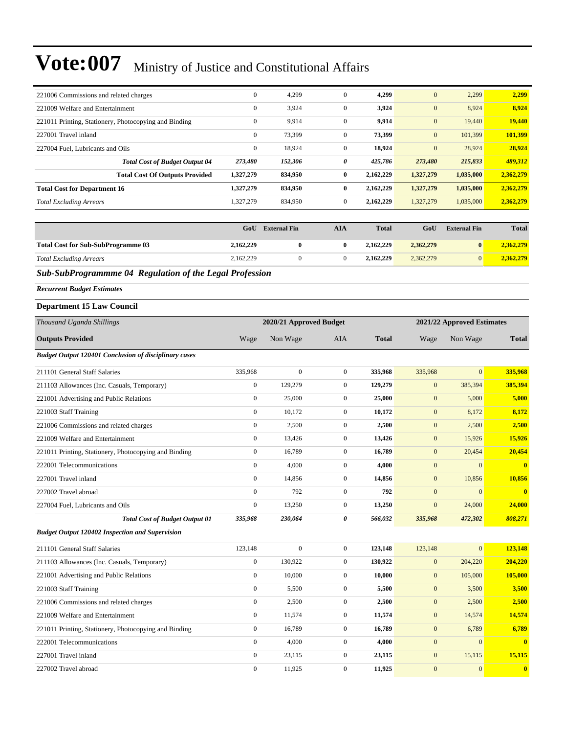# Vote:007 Ministry of Justice and Constitutional Affairs

| | | | | | | | |
|---|---|---|---|---|---|---|---|
| 221006 Commissions and related charges | 0 | 4,299 | 0 | **4,299** | 0 | 2,299 | **2,299** |
| 221009 Welfare and Entertainment | 0 | 3,924 | 0 | **3,924** | 0 | 8,924 | **8,924** |
| 221011 Printing, Stationery, Photocopying and Binding | 0 | 9,914 | 0 | **9,914** | 0 | 19,440 | **19,440** |
| 227001 Travel inland | 0 | 73,399 | 0 | **73,399** | 0 | 101,399 | **101,399** |
| 227004 Fuel, Lubricants and Oils | 0 | 18,924 | 0 | **18,924** | 0 | 28,924 | **28,924** |
| ***Total Cost of Budget Output 04*** | ***273,480*** | ***152,306*** | ***0*** | ***425,786*** | ***273,480*** | ***215,833*** | ***489,312*** |
| **Total Cost Of Outputs Provided** | **1,327,279** | **834,950** | **0** | **2,162,229** | **1,327,279** | **1,035,000** | **2,362,279** |
| **Total Cost for Department 16** | **1,327,279** | **834,950** | **0** | **2,162,229** | **1,327,279** | **1,035,000** | **2,362,279** |
| *Total Excluding Arrears* | 1,327,279 | 834,950 | 0 | **2,162,229** | 1,327,279 | 1,035,000 | **2,362,279** |

| | GoU | External Fin | AIA | Total | GoU | External Fin | Total |
|---|---|---|---|---|---|---|---|
| **Total Cost for Sub-SubProgramme 03** | **2,162,229** | **0** | **0** | **2,162,229** | **2,362,279** | **0** | **2,362,279** |
| *Total Excluding Arrears* | 2,162,229 | 0 | 0 | **2,162,229** | 2,362,279 | 0 | **2,362,279** |

## *Sub-SubProgrammme 04 Regulation of the Legal Profession*

***Recurrent Budget Estimates***

### Department 15 Law Council

| *Thousand Uganda Shillings* | 2020/21 Approved Budget | | | | 2021/22 Approved Estimates | | |
|---|---|---|---|---|---|---|---|
| **Outputs Provided** | Wage | Non Wage | AIA | **Total** | Wage | Non Wage | **Total** |
| ***Budget Output 120401 Conclusion of disciplinary cases*** | | | | | | | |
| 211101 General Staff Salaries | 335,968 | 0 | 0 | **335,968** | 335,968 | 0 | **335,968** |
| 211103 Allowances (Inc. Casuals, Temporary) | 0 | 129,279 | 0 | **129,279** | 0 | 385,394 | **385,394** |
| 221001 Advertising and Public Relations | 0 | 25,000 | 0 | **25,000** | 0 | 5,000 | **5,000** |
| 221003 Staff Training | 0 | 10,172 | 0 | **10,172** | 0 | 8,172 | **8,172** |
| 221006 Commissions and related charges | 0 | 2,500 | 0 | **2,500** | 0 | 2,500 | **2,500** |
| 221009 Welfare and Entertainment | 0 | 13,426 | 0 | **13,426** | 0 | 15,926 | **15,926** |
| 221011 Printing, Stationery, Photocopying and Binding | 0 | 16,789 | 0 | **16,789** | 0 | 20,454 | **20,454** |
| 222001 Telecommunications | 0 | 4,000 | 0 | **4,000** | 0 | 0 | **0** |
| 227001 Travel inland | 0 | 14,856 | 0 | **14,856** | 0 | 10,856 | **10,856** |
| 227002 Travel abroad | 0 | 792 | 0 | **792** | 0 | 0 | **0** |
| 227004 Fuel, Lubricants and Oils | 0 | 13,250 | 0 | **13,250** | 0 | 24,000 | **24,000** |
| ***Total Cost of Budget Output 01*** | ***335,968*** | ***230,064*** | ***0*** | ***566,032*** | ***335,968*** | ***472,302*** | ***808,271*** |
| ***Budget Output 120402 Inspection and Supervision*** | | | | | | | |
| 211101 General Staff Salaries | 123,148 | 0 | 0 | **123,148** | 123,148 | 0 | **123,148** |
| 211103 Allowances (Inc. Casuals, Temporary) | 0 | 130,922 | 0 | **130,922** | 0 | 204,220 | **204,220** |
| 221001 Advertising and Public Relations | 0 | 10,000 | 0 | **10,000** | 0 | 105,000 | **105,000** |
| 221003 Staff Training | 0 | 5,500 | 0 | **5,500** | 0 | 3,500 | **3,500** |
| 221006 Commissions and related charges | 0 | 2,500 | 0 | **2,500** | 0 | 2,500 | **2,500** |
| 221009 Welfare and Entertainment | 0 | 11,574 | 0 | **11,574** | 0 | 14,574 | **14,574** |
| 221011 Printing, Stationery, Photocopying and Binding | 0 | 16,789 | 0 | **16,789** | 0 | 6,789 | **6,789** |
| 222001 Telecommunications | 0 | 4,000 | 0 | **4,000** | 0 | 0 | **0** |
| 227001 Travel inland | 0 | 23,115 | 0 | **23,115** | 0 | 15,115 | **15,115** |
| 227002 Travel abroad | 0 | 11,925 | 0 | **11,925** | 0 | 0 | **0** |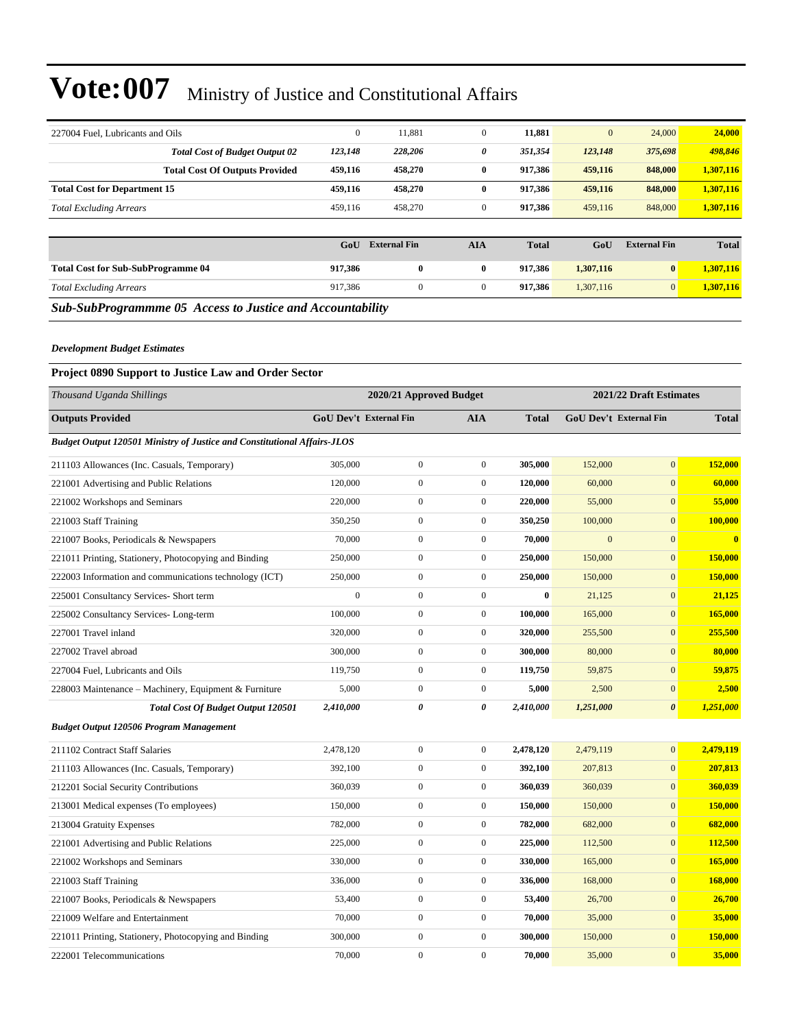# Vote:007 Ministry of Justice and Constitutional Affairs

| | | | | | | | |
|---|---|---|---|---|---|---|---|
| 227004 Fuel, Lubricants and Oils | 0 | 11,881 | 0 | **11,881** | 0 | 24,000 | **24,000** |
| ***Total Cost of Budget Output 02*** | ***123,148*** | ***228,206*** | ***0*** | ***351,354*** | ***123,148*** | ***375,698*** | ***498,846*** |
| **Total Cost Of Outputs Provided** | **459,116** | **458,270** | **0** | **917,386** | **459,116** | **848,000** | **1,307,116** |
| **Total Cost for Department 15** | **459,116** | **458,270** | **0** | **917,386** | **459,116** | **848,000** | **1,307,116** |
| *Total Excluding Arrears* | 459,116 | 458,270 | 0 | **917,386** | 459,116 | 848,000 | **1,307,116** |

| | GoU | External Fin | AIA | Total | GoU | External Fin | Total |
|---|---|---|---|---|---|---|---|
| **Total Cost for Sub-SubProgramme 04** | **917,386** | **0** | **0** | **917,386** | **1,307,116** | **0** | **1,307,116** |
| *Total Excluding Arrears* | 917,386 | 0 | 0 | **917,386** | 1,307,116 | 0 | **1,307,116** |

## *Sub-SubProgrammme 05 Access to Justice and Accountability*

***Development Budget Estimates***

### Project 0890 Support to Justice Law and Order Sector

| *Thousand Uganda Shillings* | 2020/21 Approved Budget | | | | 2021/22 Draft Estimates | | |
|---|---|---|---|---|---|---|---|
| **Outputs Provided** | **GoU Dev't** | **External Fin** | **AIA** | **Total** | **GoU Dev't** | **External Fin** | **Total** |
| ***Budget Output 120501 Ministry of Justice and Constitutional Affairs-JLOS*** | | | | | | | |
| 211103 Allowances (Inc. Casuals, Temporary) | 305,000 | 0 | 0 | **305,000** | 152,000 | 0 | **152,000** |
| 221001 Advertising and Public Relations | 120,000 | 0 | 0 | **120,000** | 60,000 | 0 | **60,000** |
| 221002 Workshops and Seminars | 220,000 | 0 | 0 | **220,000** | 55,000 | 0 | **55,000** |
| 221003 Staff Training | 350,250 | 0 | 0 | **350,250** | 100,000 | 0 | **100,000** |
| 221007 Books, Periodicals & Newspapers | 70,000 | 0 | 0 | **70,000** | 0 | 0 | **0** |
| 221011 Printing, Stationery, Photocopying and Binding | 250,000 | 0 | 0 | **250,000** | 150,000 | 0 | **150,000** |
| 222003 Information and communications technology (ICT) | 250,000 | 0 | 0 | **250,000** | 150,000 | 0 | **150,000** |
| 225001 Consultancy Services- Short term | 0 | 0 | 0 | **0** | 21,125 | 0 | **21,125** |
| 225002 Consultancy Services- Long-term | 100,000 | 0 | 0 | **100,000** | 165,000 | 0 | **165,000** |
| 227001 Travel inland | 320,000 | 0 | 0 | **320,000** | 255,500 | 0 | **255,500** |
| 227002 Travel abroad | 300,000 | 0 | 0 | **300,000** | 80,000 | 0 | **80,000** |
| 227004 Fuel, Lubricants and Oils | 119,750 | 0 | 0 | **119,750** | 59,875 | 0 | **59,875** |
| 228003 Maintenance – Machinery, Equipment & Furniture | 5,000 | 0 | 0 | **5,000** | 2,500 | 0 | **2,500** |
| ***Total Cost Of Budget Output 120501*** | ***2,410,000*** | ***0*** | ***0*** | ***2,410,000*** | ***1,251,000*** | ***0*** | ***1,251,000*** |
| ***Budget Output 120506 Program Management*** | | | | | | | |
| 211102 Contract Staff Salaries | 2,478,120 | 0 | 0 | **2,478,120** | 2,479,119 | 0 | **2,479,119** |
| 211103 Allowances (Inc. Casuals, Temporary) | 392,100 | 0 | 0 | **392,100** | 207,813 | 0 | **207,813** |
| 212201 Social Security Contributions | 360,039 | 0 | 0 | **360,039** | 360,039 | 0 | **360,039** |
| 213001 Medical expenses (To employees) | 150,000 | 0 | 0 | **150,000** | 150,000 | 0 | **150,000** |
| 213004 Gratuity Expenses | 782,000 | 0 | 0 | **782,000** | 682,000 | 0 | **682,000** |
| 221001 Advertising and Public Relations | 225,000 | 0 | 0 | **225,000** | 112,500 | 0 | **112,500** |
| 221002 Workshops and Seminars | 330,000 | 0 | 0 | **330,000** | 165,000 | 0 | **165,000** |
| 221003 Staff Training | 336,000 | 0 | 0 | **336,000** | 168,000 | 0 | **168,000** |
| 221007 Books, Periodicals & Newspapers | 53,400 | 0 | 0 | **53,400** | 26,700 | 0 | **26,700** |
| 221009 Welfare and Entertainment | 70,000 | 0 | 0 | **70,000** | 35,000 | 0 | **35,000** |
| 221011 Printing, Stationery, Photocopying and Binding | 300,000 | 0 | 0 | **300,000** | 150,000 | 0 | **150,000** |
| 222001 Telecommunications | 70,000 | 0 | 0 | **70,000** | 35,000 | 0 | **35,000** |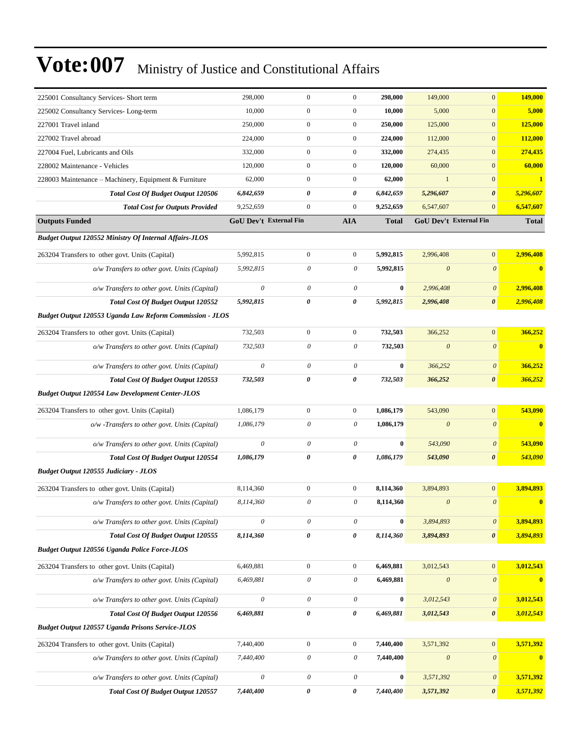# Vote:007 Ministry of Justice and Constitutional Affairs

| | | | | | | | |
|---|---|---|---|---|---|---|---|
| 225001 Consultancy Services- Short term | 298,000 | 0 | 0 | **298,000** | 149,000 | 0 | **149,000** |
| 225002 Consultancy Services- Long-term | 10,000 | 0 | 0 | **10,000** | 5,000 | 0 | **5,000** |
| 227001 Travel inland | 250,000 | 0 | 0 | **250,000** | 125,000 | 0 | **125,000** |
| 227002 Travel abroad | 224,000 | 0 | 0 | **224,000** | 112,000 | 0 | **112,000** |
| 227004 Fuel, Lubricants and Oils | 332,000 | 0 | 0 | **332,000** | 274,435 | 0 | **274,435** |
| 228002 Maintenance - Vehicles | 120,000 | 0 | 0 | **120,000** | 60,000 | 0 | **60,000** |
| 228003 Maintenance – Machinery, Equipment & Furniture | 62,000 | 0 | 0 | **62,000** | 1 | 0 | **1** |
| ***Total Cost Of Budget Output 120506*** | ***6,842,659*** | ***0*** | ***0*** | ***6,842,659*** | ***5,296,607*** | ***0*** | ***5,296,607*** |
| ***Total Cost for Outputs Provided*** | 9,252,659 | 0 | 0 | **9,252,659** | 6,547,607 | 0 | **6,547,607** |
| **Outputs Funded** | **GoU Dev't** | **External Fin** | **AIA** | **Total** | **GoU Dev't** | **External Fin** | **Total** |
| ***Budget Output 120552 Ministry Of Internal Affairs-JLOS*** | | | | | | | |
| 263204 Transfers to other govt. Units (Capital) | 5,992,815 | 0 | 0 | **5,992,815** | 2,996,408 | 0 | **2,996,408** |
| *o/w Transfers to other govt. Units (Capital)* | *5,992,815* | *0* | *0* | **5,992,815** | *0* | *0* | **0** |
| *o/w Transfers to other govt. Units (Capital)* | *0* | *0* | *0* | **0** | *2,996,408* | *0* | **2,996,408** |
| ***Total Cost Of Budget Output 120552*** | ***5,992,815*** | ***0*** | ***0*** | ***5,992,815*** | ***2,996,408*** | ***0*** | ***2,996,408*** |
| ***Budget Output 120553 Uganda Law Reform Commission - JLOS*** | | | | | | | |
| 263204 Transfers to other govt. Units (Capital) | 732,503 | 0 | 0 | **732,503** | 366,252 | 0 | **366,252** |
| *o/w Transfers to other govt. Units (Capital)* | *732,503* | *0* | *0* | **732,503** | *0* | *0* | **0** |
| *o/w Transfers to other govt. Units (Capital)* | *0* | *0* | *0* | **0** | *366,252* | *0* | **366,252** |
| ***Total Cost Of Budget Output 120553*** | ***732,503*** | ***0*** | ***0*** | ***732,503*** | ***366,252*** | ***0*** | ***366,252*** |
| ***Budget Output 120554 Law Development Center-JLOS*** | | | | | | | |
| 263204 Transfers to other govt. Units (Capital) | 1,086,179 | 0 | 0 | **1,086,179** | 543,090 | 0 | **543,090** |
| *o/w -Transfers to other govt. Units (Capital)* | *1,086,179* | *0* | *0* | **1,086,179** | *0* | *0* | **0** |
| *o/w Transfers to other govt. Units (Capital)* | *0* | *0* | *0* | **0** | *543,090* | *0* | **543,090** |
| ***Total Cost Of Budget Output 120554*** | ***1,086,179*** | ***0*** | ***0*** | ***1,086,179*** | ***543,090*** | ***0*** | ***543,090*** |
| ***Budget Output 120555 Judiciary - JLOS*** | | | | | | | |
| 263204 Transfers to other govt. Units (Capital) | 8,114,360 | 0 | 0 | **8,114,360** | 3,894,893 | 0 | **3,894,893** |
| *o/w Transfers to other govt. Units (Capital)* | *8,114,360* | *0* | *0* | **8,114,360** | *0* | *0* | **0** |
| *o/w Transfers to other govt. Units (Capital)* | *0* | *0* | *0* | **0** | *3,894,893* | *0* | **3,894,893** |
| ***Total Cost Of Budget Output 120555*** | ***8,114,360*** | ***0*** | ***0*** | ***8,114,360*** | ***3,894,893*** | ***0*** | ***3,894,893*** |
| ***Budget Output 120556 Uganda Police Force-JLOS*** | | | | | | | |
| 263204 Transfers to other govt. Units (Capital) | 6,469,881 | 0 | 0 | **6,469,881** | 3,012,543 | 0 | **3,012,543** |
| *o/w Transfers to other govt. Units (Capital)* | *6,469,881* | *0* | *0* | **6,469,881** | *0* | *0* | **0** |
| *o/w Transfers to other govt. Units (Capital)* | *0* | *0* | *0* | **0** | *3,012,543* | *0* | **3,012,543** |
| ***Total Cost Of Budget Output 120556*** | ***6,469,881*** | ***0*** | ***0*** | ***6,469,881*** | ***3,012,543*** | ***0*** | ***3,012,543*** |
| ***Budget Output 120557 Uganda Prisons Service-JLOS*** | | | | | | | |
| 263204 Transfers to other govt. Units (Capital) | 7,440,400 | 0 | 0 | **7,440,400** | 3,571,392 | 0 | **3,571,392** |
| *o/w Transfers to other govt. Units (Capital)* | *7,440,400* | *0* | *0* | **7,440,400** | *0* | *0* | **0** |
| *o/w Transfers to other govt. Units (Capital)* | *0* | *0* | *0* | **0** | *3,571,392* | *0* | **3,571,392** |
| ***Total Cost Of Budget Output 120557*** | ***7,440,400*** | ***0*** | ***0*** | ***7,440,400*** | ***3,571,392*** | ***0*** | ***3,571,392*** |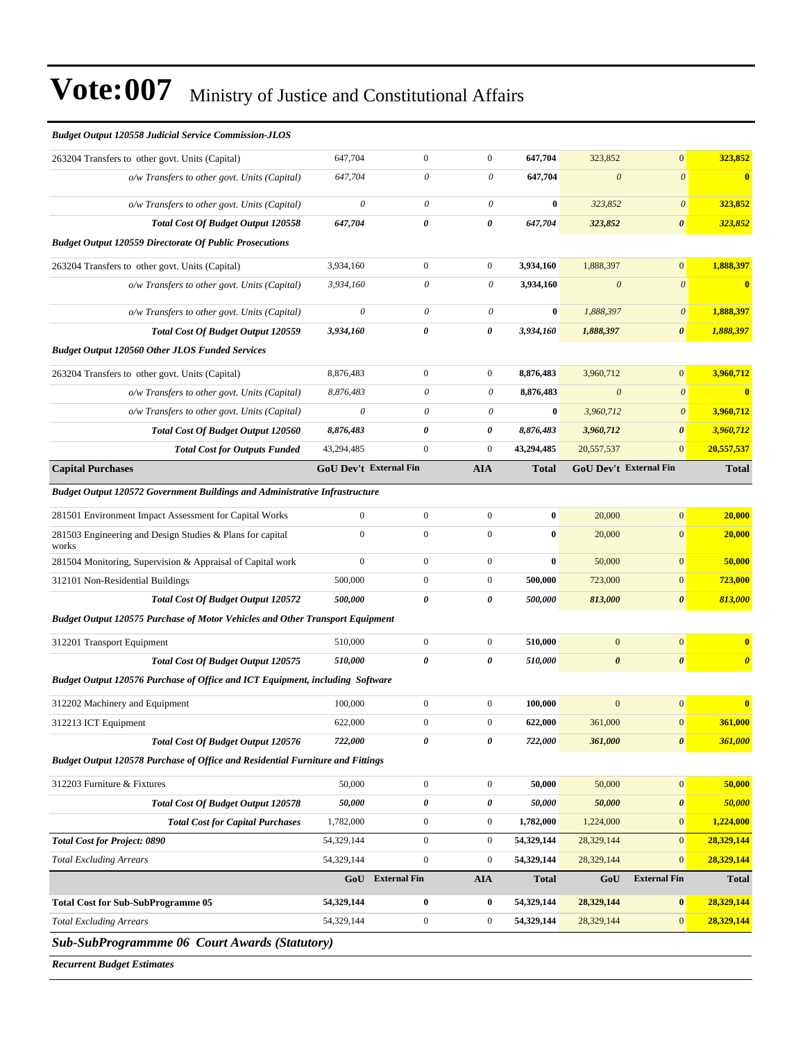| | | | | | | | |
|---|---|---|---|---|---|---|---|
| ***Budget Output 120558 Judicial Service Commission-JLOS*** | | | | | | | |
| 263204 Transfers to other govt. Units (Capital) | 647,704 | 0 | 0 | **647,704** | 323,852 | 0 | **323,852** |
| *o/w Transfers to other govt. Units (Capital)* | *647,704* | *0* | *0* | **647,704** | *0* | *0* | **0** |
| *o/w Transfers to other govt. Units (Capital)* | *0* | *0* | *0* | **0** | *323,852* | *0* | **323,852** |
| ***Total Cost Of Budget Output 120558*** | ***647,704*** | ***0*** | ***0*** | ***647,704*** | ***323,852*** | ***0*** | ***323,852*** |
| ***Budget Output 120559 Directorate Of Public Prosecutions*** | | | | | | | |
| 263204 Transfers to other govt. Units (Capital) | 3,934,160 | 0 | 0 | **3,934,160** | 1,888,397 | 0 | **1,888,397** |
| *o/w Transfers to other govt. Units (Capital)* | *3,934,160* | *0* | *0* | **3,934,160** | *0* | *0* | **0** |
| *o/w Transfers to other govt. Units (Capital)* | *0* | *0* | *0* | **0** | *1,888,397* | *0* | **1,888,397** |
| ***Total Cost Of Budget Output 120559*** | ***3,934,160*** | ***0*** | ***0*** | ***3,934,160*** | ***1,888,397*** | ***0*** | ***1,888,397*** |
| ***Budget Output 120560 Other JLOS Funded Services*** | | | | | | | |
| 263204 Transfers to other govt. Units (Capital) | 8,876,483 | 0 | 0 | **8,876,483** | 3,960,712 | 0 | **3,960,712** |
| *o/w Transfers to other govt. Units (Capital)* | *8,876,483* | *0* | *0* | **8,876,483** | *0* | *0* | **0** |
| *o/w Transfers to other govt. Units (Capital)* | *0* | *0* | *0* | **0** | *3,960,712* | *0* | **3,960,712** |
| ***Total Cost Of Budget Output 120560*** | ***8,876,483*** | ***0*** | ***0*** | ***8,876,483*** | ***3,960,712*** | ***0*** | ***3,960,712*** |
| ***Total Cost for Outputs Funded*** | 43,294,485 | 0 | 0 | **43,294,485** | 20,557,537 | 0 | **20,557,537** |
| **Capital Purchases** | **GoU Dev't** | **External Fin** | **AIA** | **Total** | **GoU Dev't** | **External Fin** | **Total** |
| ***Budget Output 120572 Government Buildings and Administrative Infrastructure*** | | | | | | | |
| 281501 Environment Impact Assessment for Capital Works | 0 | 0 | 0 | **0** | 20,000 | 0 | **20,000** |
| 281503 Engineering and Design Studies & Plans for capital works | 0 | 0 | 0 | **0** | 20,000 | 0 | **20,000** |
| 281504 Monitoring, Supervision & Appraisal of Capital work | 0 | 0 | 0 | **0** | 50,000 | 0 | **50,000** |
| 312101 Non-Residential Buildings | 500,000 | 0 | 0 | **500,000** | 723,000 | 0 | **723,000** |
| ***Total Cost Of Budget Output 120572*** | ***500,000*** | ***0*** | ***0*** | ***500,000*** | ***813,000*** | ***0*** | ***813,000*** |
| ***Budget Output 120575 Purchase of Motor Vehicles and Other Transport Equipment*** | | | | | | | |
| 312201 Transport Equipment | 510,000 | 0 | 0 | **510,000** | 0 | 0 | **0** |
| ***Total Cost Of Budget Output 120575*** | ***510,000*** | ***0*** | ***0*** | ***510,000*** | ***0*** | ***0*** | ***0*** |
| ***Budget Output 120576 Purchase of Office and ICT Equipment, including Software*** | | | | | | | |
| 312202 Machinery and Equipment | 100,000 | 0 | 0 | **100,000** | 0 | 0 | **0** |
| 312213 ICT Equipment | 622,000 | 0 | 0 | **622,000** | 361,000 | 0 | **361,000** |
| ***Total Cost Of Budget Output 120576*** | ***722,000*** | ***0*** | ***0*** | ***722,000*** | ***361,000*** | ***0*** | ***361,000*** |
| ***Budget Output 120578 Purchase of Office and Residential Furniture and Fittings*** | | | | | | | |
| 312203 Furniture & Fixtures | 50,000 | 0 | 0 | **50,000** | 50,000 | 0 | **50,000** |
| ***Total Cost Of Budget Output 120578*** | ***50,000*** | ***0*** | ***0*** | ***50,000*** | ***50,000*** | ***0*** | ***50,000*** |
| ***Total Cost for Capital Purchases*** | 1,782,000 | 0 | 0 | **1,782,000** | 1,224,000 | 0 | **1,224,000** |
| ***Total Cost for Project: 0890*** | 54,329,144 | 0 | 0 | **54,329,144** | 28,329,144 | 0 | **28,329,144** |
| *Total Excluding Arrears* | 54,329,144 | 0 | 0 | **54,329,144** | 28,329,144 | 0 | **28,329,144** |
| | **GoU** | **External Fin** | **AIA** | **Total** | **GoU** | **External Fin** | **Total** |
| **Total Cost for Sub-SubProgramme 05** | **54,329,144** | **0** | **0** | **54,329,144** | **28,329,144** | **0** | **28,329,144** |
| *Total Excluding Arrears* | 54,329,144 | 0 | 0 | **54,329,144** | 28,329,144 | 0 | **28,329,144** |

### *Sub-SubProgrammme 06 Court Awards (Statutory)*

***Recurrent Budget Estimates***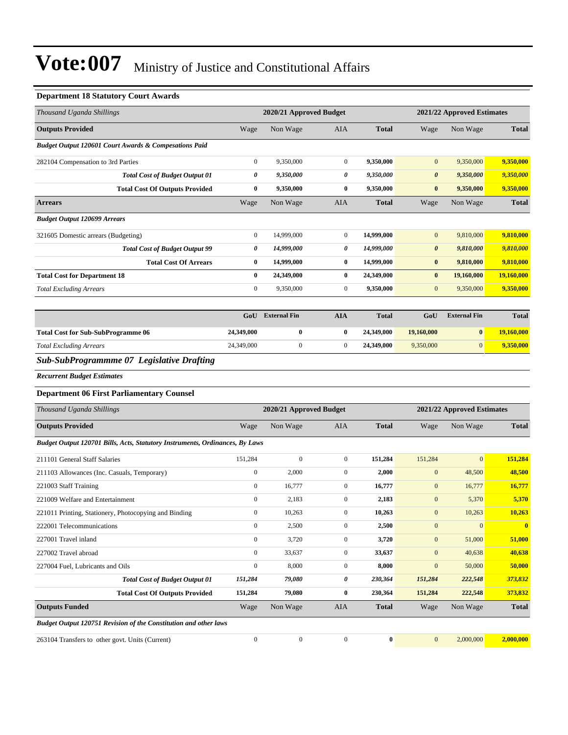# Vote:007 Ministry of Justice and Constitutional Affairs

### Department 18 Statutory Court Awards

| Thousand Uganda Shillings | 2020/21 Approved Budget | | | | 2021/22 Approved Estimates | | |
|---|---|---|---|---|---|---|---|
| **Outputs Provided** | Wage | Non Wage | AIA | **Total** | Wage | Non Wage | **Total** |
| ***Budget Output 120601 Court Awards & Compesations Paid*** | | | | | | | |
| 282104 Compensation to 3rd Parties | 0 | 9,350,000 | 0 | **9,350,000** | 0 | 9,350,000 | **9,350,000** |
| ***Total Cost of Budget Output 01*** | ***0*** | ***9,350,000*** | ***0*** | ***9,350,000*** | ***0*** | ***9,350,000*** | ***9,350,000*** |
| **Total Cost Of Outputs Provided** | **0** | **9,350,000** | **0** | **9,350,000** | **0** | **9,350,000** | **9,350,000** |
| **Arrears** | Wage | Non Wage | AIA | **Total** | Wage | Non Wage | **Total** |
| ***Budget Output 120699 Arrears*** | | | | | | | |
| 321605 Domestic arrears (Budgeting) | 0 | 14,999,000 | 0 | **14,999,000** | 0 | 9,810,000 | **9,810,000** |
| ***Total Cost of Budget Output 99*** | ***0*** | ***14,999,000*** | ***0*** | ***14,999,000*** | ***0*** | ***9,810,000*** | ***9,810,000*** |
| **Total Cost Of Arrears** | **0** | **14,999,000** | **0** | **14,999,000** | **0** | **9,810,000** | **9,810,000** |
| **Total Cost for Department 18** | **0** | **24,349,000** | **0** | **24,349,000** | **0** | **19,160,000** | **19,160,000** |
| *Total Excluding Arrears* | 0 | 9,350,000 | 0 | **9,350,000** | 0 | 9,350,000 | **9,350,000** |

| | GoU | External Fin | AIA | Total | GoU | External Fin | Total |
|---|---|---|---|---|---|---|---|
| **Total Cost for Sub-SubProgramme 06** | **24,349,000** | **0** | **0** | **24,349,000** | **19,160,000** | **0** | **19,160,000** |
| *Total Excluding Arrears* | 24,349,000 | 0 | 0 | **24,349,000** | 9,350,000 | 0 | **9,350,000** |

## *Sub-SubProgrammme 07 Legislative Drafting*

***Recurrent Budget Estimates***

### Department 06 First Parliamentary Counsel

| Thousand Uganda Shillings | 2020/21 Approved Budget | | | | 2021/22 Approved Estimates | | |
|---|---|---|---|---|---|---|---|
| **Outputs Provided** | Wage | Non Wage | AIA | **Total** | Wage | Non Wage | **Total** |
| ***Budget Output 120701 Bills, Acts, Statutory Instruments, Ordinances, By Laws*** | | | | | | | |
| 211101 General Staff Salaries | 151,284 | 0 | 0 | **151,284** | 151,284 | 0 | **151,284** |
| 211103 Allowances (Inc. Casuals, Temporary) | 0 | 2,000 | 0 | **2,000** | 0 | 48,500 | **48,500** |
| 221003 Staff Training | 0 | 16,777 | 0 | **16,777** | 0 | 16,777 | **16,777** |
| 221009 Welfare and Entertainment | 0 | 2,183 | 0 | **2,183** | 0 | 5,370 | **5,370** |
| 221011 Printing, Stationery, Photocopying and Binding | 0 | 10,263 | 0 | **10,263** | 0 | 10,263 | **10,263** |
| 222001 Telecommunications | 0 | 2,500 | 0 | **2,500** | 0 | 0 | **0** |
| 227001 Travel inland | 0 | 3,720 | 0 | **3,720** | 0 | 51,000 | **51,000** |
| 227002 Travel abroad | 0 | 33,637 | 0 | **33,637** | 0 | 40,638 | **40,638** |
| 227004 Fuel, Lubricants and Oils | 0 | 8,000 | 0 | **8,000** | 0 | 50,000 | **50,000** |
| ***Total Cost of Budget Output 01*** | ***151,284*** | ***79,080*** | ***0*** | ***230,364*** | ***151,284*** | ***222,548*** | ***373,832*** |
| **Total Cost Of Outputs Provided** | **151,284** | **79,080** | **0** | **230,364** | **151,284** | **222,548** | **373,832** |
| **Outputs Funded** | Wage | Non Wage | AIA | **Total** | Wage | Non Wage | **Total** |
| ***Budget Output 120751 Revision of the Constitution and other laws*** | | | | | | | |
| 263104 Transfers to other govt. Units (Current) | 0 | 0 | 0 | **0** | 0 | 2,000,000 | **2,000,000** |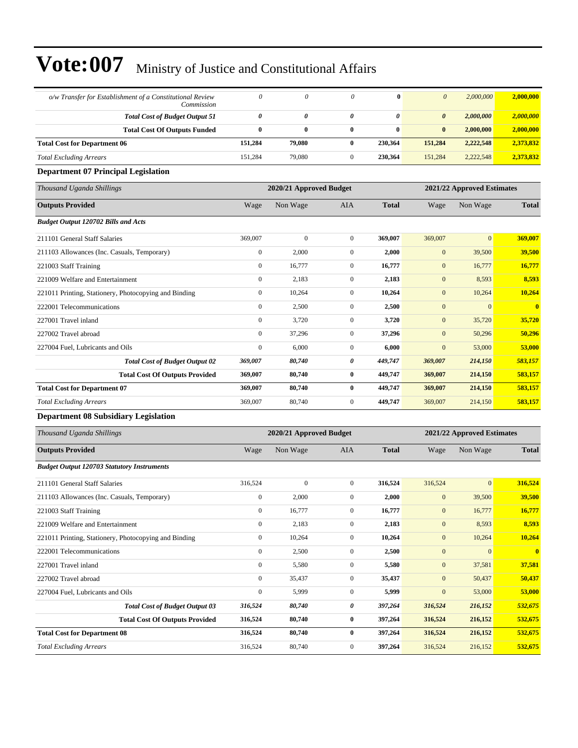# Vote:007 Ministry of Justice and Constitutional Affairs

| | | | | | | | |
|---|---|---|---|---|---|---|---|
| *o/w Transfer for Establishment of a Constitutional Review Commission* | *0* | *0* | *0* | **0** | *0* | *2,000,000* | **2,000,000** |
| ***Total Cost of Budget Output 51*** | ***0*** | ***0*** | ***0*** | ***0*** | ***0*** | ***2,000,000*** | ***2,000,000*** |
| **Total Cost Of Outputs Funded** | **0** | **0** | **0** | **0** | **0** | **2,000,000** | **2,000,000** |
| **Total Cost for Department 06** | **151,284** | **79,080** | **0** | **230,364** | **151,284** | **2,222,548** | **2,373,832** |
| *Total Excluding Arrears* | 151,284 | 79,080 | 0 | **230,364** | 151,284 | 2,222,548 | **2,373,832** |

### Department 07 Principal Legislation

| *Thousand Uganda Shillings* | 2020/21 Approved Budget | | | | 2021/22 Approved Estimates | | |
|---|---|---|---|---|---|---|---|
| **Outputs Provided** | Wage | Non Wage | AIA | **Total** | Wage | Non Wage | **Total** |
| ***Budget Output 120702 Bills and Acts*** | | | | | | | |
| 211101 General Staff Salaries | 369,007 | 0 | 0 | **369,007** | 369,007 | 0 | **369,007** |
| 211103 Allowances (Inc. Casuals, Temporary) | 0 | 2,000 | 0 | **2,000** | 0 | 39,500 | **39,500** |
| 221003 Staff Training | 0 | 16,777 | 0 | **16,777** | 0 | 16,777 | **16,777** |
| 221009 Welfare and Entertainment | 0 | 2,183 | 0 | **2,183** | 0 | 8,593 | **8,593** |
| 221011 Printing, Stationery, Photocopying and Binding | 0 | 10,264 | 0 | **10,264** | 0 | 10,264 | **10,264** |
| 222001 Telecommunications | 0 | 2,500 | 0 | **2,500** | 0 | 0 | **0** |
| 227001 Travel inland | 0 | 3,720 | 0 | **3,720** | 0 | 35,720 | **35,720** |
| 227002 Travel abroad | 0 | 37,296 | 0 | **37,296** | 0 | 50,296 | **50,296** |
| 227004 Fuel, Lubricants and Oils | 0 | 6,000 | 0 | **6,000** | 0 | 53,000 | **53,000** |
| ***Total Cost of Budget Output 02*** | ***369,007*** | ***80,740*** | ***0*** | ***449,747*** | ***369,007*** | ***214,150*** | ***583,157*** |
| **Total Cost Of Outputs Provided** | **369,007** | **80,740** | **0** | **449,747** | **369,007** | **214,150** | **583,157** |
| **Total Cost for Department 07** | **369,007** | **80,740** | **0** | **449,747** | **369,007** | **214,150** | **583,157** |
| *Total Excluding Arrears* | 369,007 | 80,740 | 0 | **449,747** | 369,007 | 214,150 | **583,157** |

### Department 08 Subsidiary Legislation

| *Thousand Uganda Shillings* | 2020/21 Approved Budget | | | | 2021/22 Approved Estimates | | |
|---|---|---|---|---|---|---|---|
| **Outputs Provided** | Wage | Non Wage | AIA | **Total** | Wage | Non Wage | **Total** |
| ***Budget Output 120703 Statutory Instruments*** | | | | | | | |
| 211101 General Staff Salaries | 316,524 | 0 | 0 | **316,524** | 316,524 | 0 | **316,524** |
| 211103 Allowances (Inc. Casuals, Temporary) | 0 | 2,000 | 0 | **2,000** | 0 | 39,500 | **39,500** |
| 221003 Staff Training | 0 | 16,777 | 0 | **16,777** | 0 | 16,777 | **16,777** |
| 221009 Welfare and Entertainment | 0 | 2,183 | 0 | **2,183** | 0 | 8,593 | **8,593** |
| 221011 Printing, Stationery, Photocopying and Binding | 0 | 10,264 | 0 | **10,264** | 0 | 10,264 | **10,264** |
| 222001 Telecommunications | 0 | 2,500 | 0 | **2,500** | 0 | 0 | **0** |
| 227001 Travel inland | 0 | 5,580 | 0 | **5,580** | 0 | 37,581 | **37,581** |
| 227002 Travel abroad | 0 | 35,437 | 0 | **35,437** | 0 | 50,437 | **50,437** |
| 227004 Fuel, Lubricants and Oils | 0 | 5,999 | 0 | **5,999** | 0 | 53,000 | **53,000** |
| ***Total Cost of Budget Output 03*** | ***316,524*** | ***80,740*** | ***0*** | ***397,264*** | ***316,524*** | ***216,152*** | ***532,675*** |
| **Total Cost Of Outputs Provided** | **316,524** | **80,740** | **0** | **397,264** | **316,524** | **216,152** | **532,675** |
| **Total Cost for Department 08** | **316,524** | **80,740** | **0** | **397,264** | **316,524** | **216,152** | **532,675** |
| *Total Excluding Arrears* | 316,524 | 80,740 | 0 | **397,264** | 316,524 | 216,152 | **532,675** |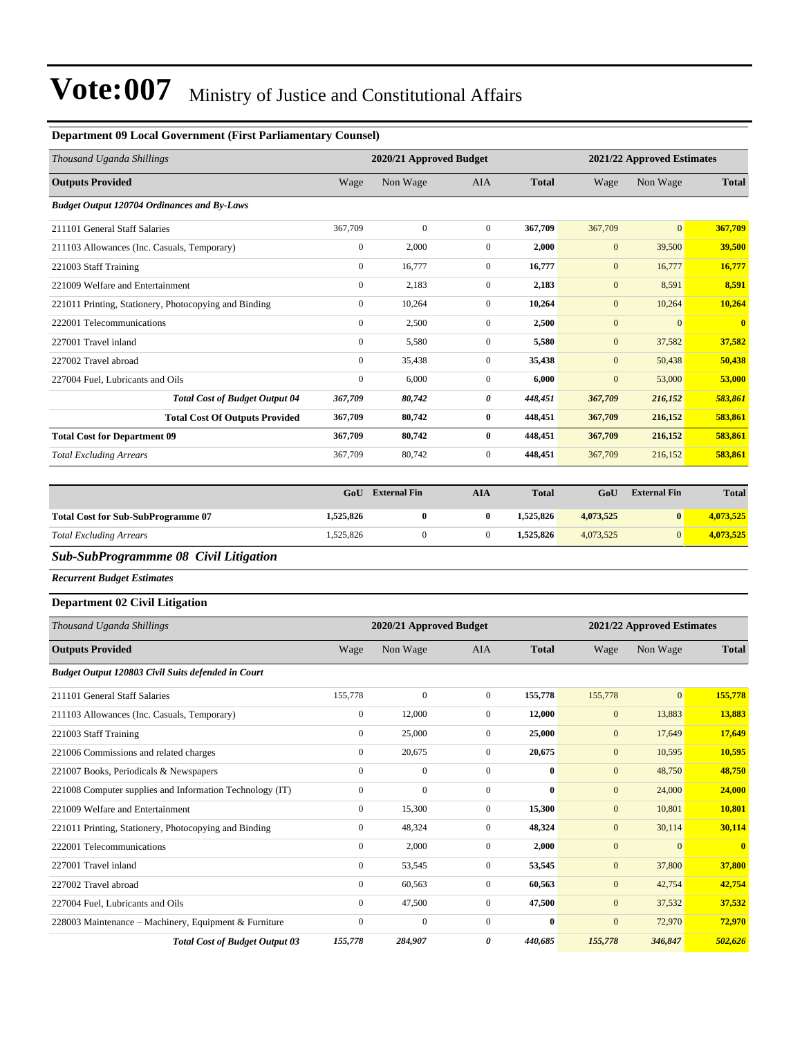# Vote:007 Ministry of Justice and Constitutional Affairs

### Department 09 Local Government (First Parliamentary Counsel)

| *Thousand Uganda Shillings* | 2020/21 Approved Budget | | | | 2021/22 Approved Estimates | | |
|---|---|---|---|---|---|---|---|
| **Outputs Provided** | Wage | Non Wage | AIA | **Total** | Wage | Non Wage | **Total** |
| ***Budget Output 120704 Ordinances and By-Laws*** | | | | | | | |
| 211101 General Staff Salaries | 367,709 | 0 | 0 | **367,709** | 367,709 | 0 | **367,709** |
| 211103 Allowances (Inc. Casuals, Temporary) | 0 | 2,000 | 0 | **2,000** | 0 | 39,500 | **39,500** |
| 221003 Staff Training | 0 | 16,777 | 0 | **16,777** | 0 | 16,777 | **16,777** |
| 221009 Welfare and Entertainment | 0 | 2,183 | 0 | **2,183** | 0 | 8,591 | **8,591** |
| 221011 Printing, Stationery, Photocopying and Binding | 0 | 10,264 | 0 | **10,264** | 0 | 10,264 | **10,264** |
| 222001 Telecommunications | 0 | 2,500 | 0 | **2,500** | 0 | 0 | **0** |
| 227001 Travel inland | 0 | 5,580 | 0 | **5,580** | 0 | 37,582 | **37,582** |
| 227002 Travel abroad | 0 | 35,438 | 0 | **35,438** | 0 | 50,438 | **50,438** |
| 227004 Fuel, Lubricants and Oils | 0 | 6,000 | 0 | **6,000** | 0 | 53,000 | **53,000** |
| ***Total Cost of Budget Output 04*** | ***367,709*** | ***80,742*** | ***0*** | ***448,451*** | ***367,709*** | ***216,152*** | ***583,861*** |
| **Total Cost Of Outputs Provided** | **367,709** | **80,742** | **0** | **448,451** | **367,709** | **216,152** | **583,861** |
| **Total Cost for Department 09** | **367,709** | **80,742** | **0** | **448,451** | **367,709** | **216,152** | **583,861** |
| *Total Excluding Arrears* | 367,709 | 80,742 | 0 | **448,451** | 367,709 | 216,152 | **583,861** |

| | GoU | External Fin | AIA | Total | GoU | External Fin | Total |
|---|---|---|---|---|---|---|---|
| **Total Cost for Sub-SubProgramme 07** | **1,525,826** | **0** | **0** | **1,525,826** | **4,073,525** | **0** | **4,073,525** |
| *Total Excluding Arrears* | 1,525,826 | 0 | 0 | **1,525,826** | 4,073,525 | 0 | **4,073,525** |

## *Sub-SubProgrammme 08 Civil Litigation*

***Recurrent Budget Estimates***

### Department 02 Civil Litigation

| *Thousand Uganda Shillings* | 2020/21 Approved Budget | | | | 2021/22 Approved Estimates | | |
|---|---|---|---|---|---|---|---|
| **Outputs Provided** | Wage | Non Wage | AIA | **Total** | Wage | Non Wage | **Total** |
| ***Budget Output 120803 Civil Suits defended in Court*** | | | | | | | |
| 211101 General Staff Salaries | 155,778 | 0 | 0 | **155,778** | 155,778 | 0 | **155,778** |
| 211103 Allowances (Inc. Casuals, Temporary) | 0 | 12,000 | 0 | **12,000** | 0 | 13,883 | **13,883** |
| 221003 Staff Training | 0 | 25,000 | 0 | **25,000** | 0 | 17,649 | **17,649** |
| 221006 Commissions and related charges | 0 | 20,675 | 0 | **20,675** | 0 | 10,595 | **10,595** |
| 221007 Books, Periodicals & Newspapers | 0 | 0 | 0 | **0** | 0 | 48,750 | **48,750** |
| 221008 Computer supplies and Information Technology (IT) | 0 | 0 | 0 | **0** | 0 | 24,000 | **24,000** |
| 221009 Welfare and Entertainment | 0 | 15,300 | 0 | **15,300** | 0 | 10,801 | **10,801** |
| 221011 Printing, Stationery, Photocopying and Binding | 0 | 48,324 | 0 | **48,324** | 0 | 30,114 | **30,114** |
| 222001 Telecommunications | 0 | 2,000 | 0 | **2,000** | 0 | 0 | **0** |
| 227001 Travel inland | 0 | 53,545 | 0 | **53,545** | 0 | 37,800 | **37,800** |
| 227002 Travel abroad | 0 | 60,563 | 0 | **60,563** | 0 | 42,754 | **42,754** |
| 227004 Fuel, Lubricants and Oils | 0 | 47,500 | 0 | **47,500** | 0 | 37,532 | **37,532** |
| 228003 Maintenance – Machinery, Equipment & Furniture | 0 | 0 | 0 | **0** | 0 | 72,970 | **72,970** |
| ***Total Cost of Budget Output 03*** | ***155,778*** | ***284,907*** | ***0*** | ***440,685*** | ***155,778*** | ***346,847*** | ***502,626*** |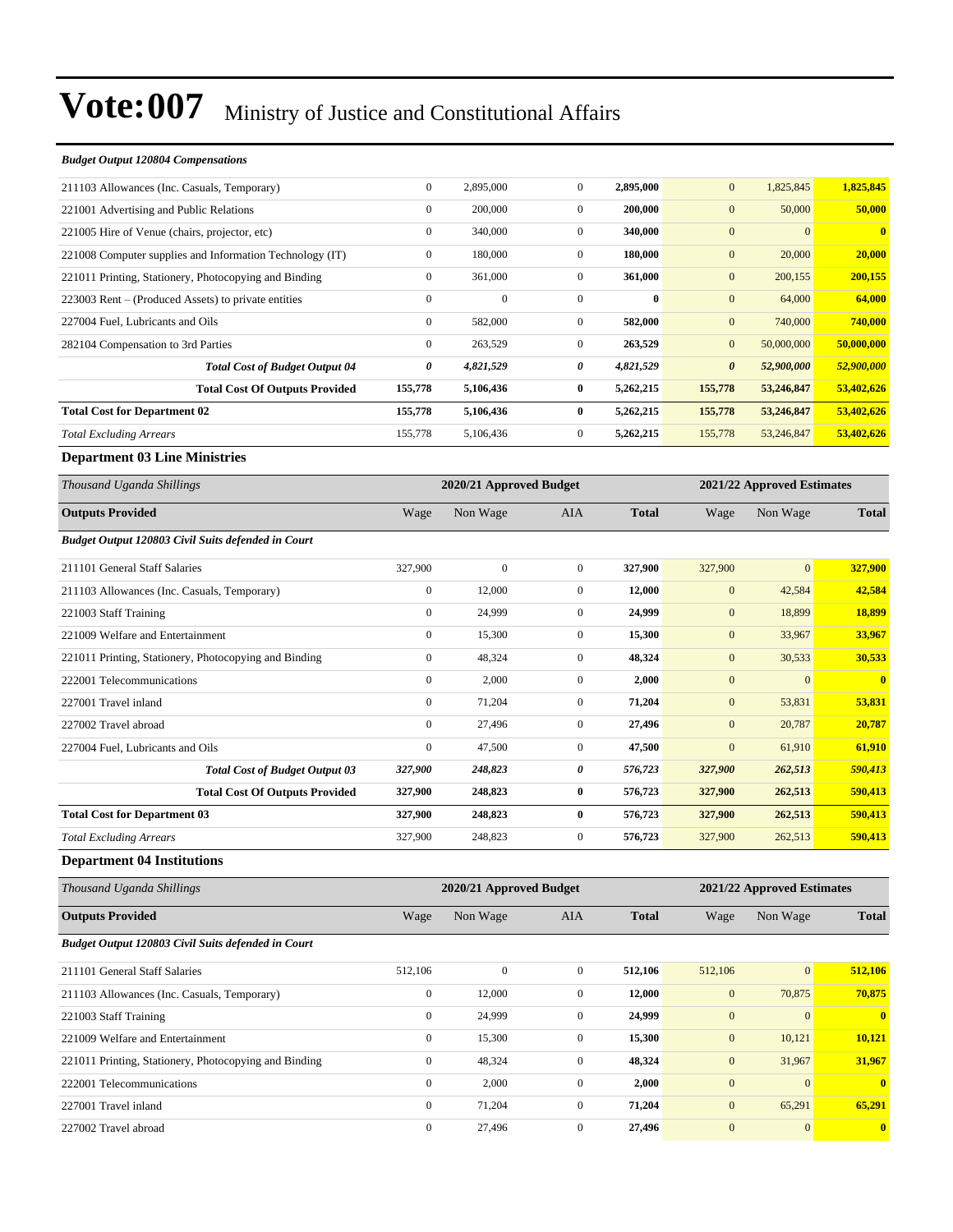# Vote:007 Ministry of Justice and Constitutional Affairs

| *Budget Output 120804 Compensations* | | | | | | | |
|---|---|---|---|---|---|---|---|
| 211103 Allowances (Inc. Casuals, Temporary) | 0 | 2,895,000 | 0 | **2,895,000** | 0 | 1,825,845 | **1,825,845** |
| 221001 Advertising and Public Relations | 0 | 200,000 | 0 | **200,000** | 0 | 50,000 | **50,000** |
| 221005 Hire of Venue (chairs, projector, etc) | 0 | 340,000 | 0 | **340,000** | 0 | 0 | **0** |
| 221008 Computer supplies and Information Technology (IT) | 0 | 180,000 | 0 | **180,000** | 0 | 20,000 | **20,000** |
| 221011 Printing, Stationery, Photocopying and Binding | 0 | 361,000 | 0 | **361,000** | 0 | 200,155 | **200,155** |
| 223003 Rent – (Produced Assets) to private entities | 0 | 0 | 0 | **0** | 0 | 64,000 | **64,000** |
| 227004 Fuel, Lubricants and Oils | 0 | 582,000 | 0 | **582,000** | 0 | 740,000 | **740,000** |
| 282104 Compensation to 3rd Parties | 0 | 263,529 | 0 | **263,529** | 0 | 50,000,000 | **50,000,000** |
| ***Total Cost of Budget Output 04*** | ***0*** | ***4,821,529*** | ***0*** | ***4,821,529*** | ***0*** | ***52,900,000*** | ***52,900,000*** |
| **Total Cost Of Outputs Provided** | **155,778** | **5,106,436** | **0** | **5,262,215** | **155,778** | **53,246,847** | **53,402,626** |
| **Total Cost for Department 02** | **155,778** | **5,106,436** | **0** | **5,262,215** | **155,778** | **53,246,847** | **53,402,626** |
| *Total Excluding Arrears* | 155,778 | 5,106,436 | 0 | **5,262,215** | 155,778 | 53,246,847 | **53,402,626** |

### Department 03 Line Ministries

| *Thousand Uganda Shillings* | 2020/21 Approved Budget | | | | 2021/22 Approved Estimates | | |
|---|---|---|---|---|---|---|---|
| **Outputs Provided** | Wage | Non Wage | AIA | **Total** | Wage | Non Wage | **Total** |
| ***Budget Output 120803 Civil Suits defended in Court*** | | | | | | | |
| 211101 General Staff Salaries | 327,900 | 0 | 0 | **327,900** | 327,900 | 0 | **327,900** |
| 211103 Allowances (Inc. Casuals, Temporary) | 0 | 12,000 | 0 | **12,000** | 0 | 42,584 | **42,584** |
| 221003 Staff Training | 0 | 24,999 | 0 | **24,999** | 0 | 18,899 | **18,899** |
| 221009 Welfare and Entertainment | 0 | 15,300 | 0 | **15,300** | 0 | 33,967 | **33,967** |
| 221011 Printing, Stationery, Photocopying and Binding | 0 | 48,324 | 0 | **48,324** | 0 | 30,533 | **30,533** |
| 222001 Telecommunications | 0 | 2,000 | 0 | **2,000** | 0 | 0 | **0** |
| 227001 Travel inland | 0 | 71,204 | 0 | **71,204** | 0 | 53,831 | **53,831** |
| 227002 Travel abroad | 0 | 27,496 | 0 | **27,496** | 0 | 20,787 | **20,787** |
| 227004 Fuel, Lubricants and Oils | 0 | 47,500 | 0 | **47,500** | 0 | 61,910 | **61,910** |
| ***Total Cost of Budget Output 03*** | ***327,900*** | ***248,823*** | ***0*** | ***576,723*** | ***327,900*** | ***262,513*** | ***590,413*** |
| **Total Cost Of Outputs Provided** | **327,900** | **248,823** | **0** | **576,723** | **327,900** | **262,513** | **590,413** |
| **Total Cost for Department 03** | **327,900** | **248,823** | **0** | **576,723** | **327,900** | **262,513** | **590,413** |
| *Total Excluding Arrears* | 327,900 | 248,823 | 0 | **576,723** | 327,900 | 262,513 | **590,413** |

### Department 04 Institutions

| *Thousand Uganda Shillings* | 2020/21 Approved Budget | | | | 2021/22 Approved Estimates | | |
|---|---|---|---|---|---|---|---|
| **Outputs Provided** | Wage | Non Wage | AIA | **Total** | Wage | Non Wage | **Total** |
| ***Budget Output 120803 Civil Suits defended in Court*** | | | | | | | |
| 211101 General Staff Salaries | 512,106 | 0 | 0 | **512,106** | 512,106 | 0 | **512,106** |
| 211103 Allowances (Inc. Casuals, Temporary) | 0 | 12,000 | 0 | **12,000** | 0 | 70,875 | **70,875** |
| 221003 Staff Training | 0 | 24,999 | 0 | **24,999** | 0 | 0 | **0** |
| 221009 Welfare and Entertainment | 0 | 15,300 | 0 | **15,300** | 0 | 10,121 | **10,121** |
| 221011 Printing, Stationery, Photocopying and Binding | 0 | 48,324 | 0 | **48,324** | 0 | 31,967 | **31,967** |
| 222001 Telecommunications | 0 | 2,000 | 0 | **2,000** | 0 | 0 | **0** |
| 227001 Travel inland | 0 | 71,204 | 0 | **71,204** | 0 | 65,291 | **65,291** |
| 227002 Travel abroad | 0 | 27,496 | 0 | **27,496** | 0 | 0 | **0** |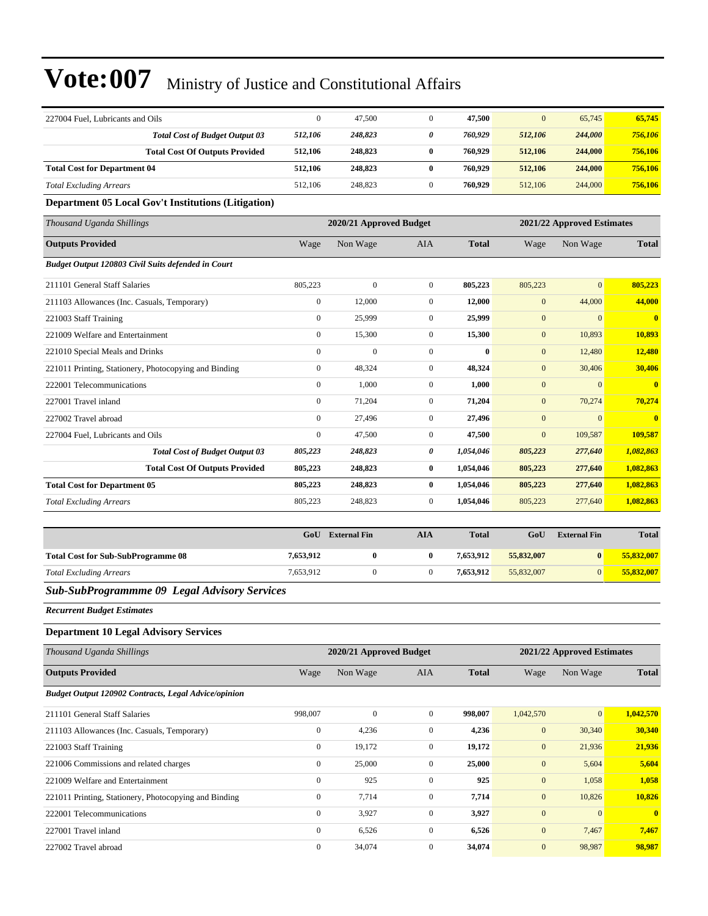| | | | | | | | |
|---|---|---|---|---|---|---|---|
| 227004 Fuel, Lubricants and Oils | 0 | 47,500 | 0 | **47,500** | 0 | 65,745 | **65,745** |
| ***Total Cost of Budget Output 03*** | ***512,106*** | ***248,823*** | ***0*** | ***760,929*** | ***512,106*** | ***244,000*** | ***756,106*** |
| **Total Cost Of Outputs Provided** | **512,106** | **248,823** | **0** | **760,929** | **512,106** | **244,000** | **756,106** |
| **Total Cost for Department 04** | **512,106** | **248,823** | **0** | **760,929** | **512,106** | **244,000** | **756,106** |
| *Total Excluding Arrears* | 512,106 | 248,823 | 0 | **760,929** | 512,106 | 244,000 | **756,106** |

### Department 05 Local Gov't Institutions (Litigation)

| *Thousand Uganda Shillings* | 2020/21 Approved Budget | | | | 2021/22 Approved Estimates | | |
|---|---|---|---|---|---|---|---|
| **Outputs Provided** | Wage | Non Wage | AIA | **Total** | Wage | Non Wage | **Total** |
| ***Budget Output 120803 Civil Suits defended in Court*** | | | | | | | |
| 211101 General Staff Salaries | 805,223 | 0 | 0 | **805,223** | 805,223 | 0 | **805,223** |
| 211103 Allowances (Inc. Casuals, Temporary) | 0 | 12,000 | 0 | **12,000** | 0 | 44,000 | **44,000** |
| 221003 Staff Training | 0 | 25,999 | 0 | **25,999** | 0 | 0 | **0** |
| 221009 Welfare and Entertainment | 0 | 15,300 | 0 | **15,300** | 0 | 10,893 | **10,893** |
| 221010 Special Meals and Drinks | 0 | 0 | 0 | **0** | 0 | 12,480 | **12,480** |
| 221011 Printing, Stationery, Photocopying and Binding | 0 | 48,324 | 0 | **48,324** | 0 | 30,406 | **30,406** |
| 222001 Telecommunications | 0 | 1,000 | 0 | **1,000** | 0 | 0 | **0** |
| 227001 Travel inland | 0 | 71,204 | 0 | **71,204** | 0 | 70,274 | **70,274** |
| 227002 Travel abroad | 0 | 27,496 | 0 | **27,496** | 0 | 0 | **0** |
| 227004 Fuel, Lubricants and Oils | 0 | 47,500 | 0 | **47,500** | 0 | 109,587 | **109,587** |
| ***Total Cost of Budget Output 03*** | ***805,223*** | ***248,823*** | ***0*** | ***1,054,046*** | ***805,223*** | ***277,640*** | ***1,082,863*** |
| **Total Cost Of Outputs Provided** | **805,223** | **248,823** | **0** | **1,054,046** | **805,223** | **277,640** | **1,082,863** |
| **Total Cost for Department 05** | **805,223** | **248,823** | **0** | **1,054,046** | **805,223** | **277,640** | **1,082,863** |
| *Total Excluding Arrears* | 805,223 | 248,823 | 0 | **1,054,046** | 805,223 | 277,640 | **1,082,863** |

| | GoU | External Fin | AIA | Total | GoU | External Fin | Total |
|---|---|---|---|---|---|---|---|
| **Total Cost for Sub-SubProgramme 08** | **7,653,912** | **0** | **0** | **7,653,912** | **55,832,007** | **0** | **55,832,007** |
| *Total Excluding Arrears* | 7,653,912 | 0 | 0 | **7,653,912** | 55,832,007 | 0 | **55,832,007** |

## *Sub-SubProgrammme 09 Legal Advisory Services*

***Recurrent Budget Estimates***

### Department 10 Legal Advisory Services

| *Thousand Uganda Shillings* | 2020/21 Approved Budget | | | | 2021/22 Approved Estimates | | |
|---|---|---|---|---|---|---|---|
| **Outputs Provided** | Wage | Non Wage | AIA | **Total** | Wage | Non Wage | **Total** |
| ***Budget Output 120902 Contracts, Legal Advice/opinion*** | | | | | | | |
| 211101 General Staff Salaries | 998,007 | 0 | 0 | **998,007** | 1,042,570 | 0 | **1,042,570** |
| 211103 Allowances (Inc. Casuals, Temporary) | 0 | 4,236 | 0 | **4,236** | 0 | 30,340 | **30,340** |
| 221003 Staff Training | 0 | 19,172 | 0 | **19,172** | 0 | 21,936 | **21,936** |
| 221006 Commissions and related charges | 0 | 25,000 | 0 | **25,000** | 0 | 5,604 | **5,604** |
| 221009 Welfare and Entertainment | 0 | 925 | 0 | **925** | 0 | 1,058 | **1,058** |
| 221011 Printing, Stationery, Photocopying and Binding | 0 | 7,714 | 0 | **7,714** | 0 | 10,826 | **10,826** |
| 222001 Telecommunications | 0 | 3,927 | 0 | **3,927** | 0 | 0 | **0** |
| 227001 Travel inland | 0 | 6,526 | 0 | **6,526** | 0 | 7,467 | **7,467** |
| 227002 Travel abroad | 0 | 34,074 | 0 | **34,074** | 0 | 98,987 | **98,987** |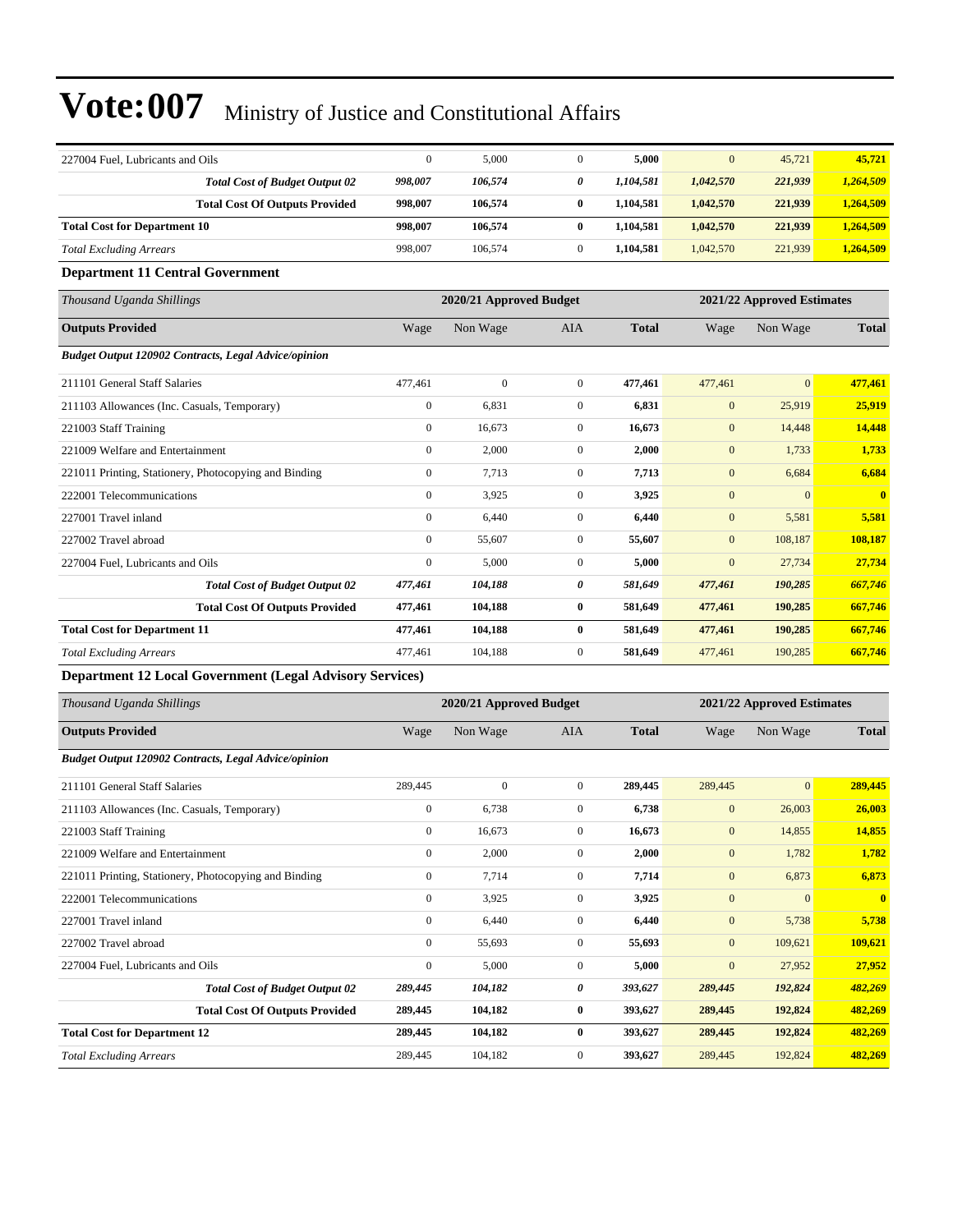| | | | | | | | |
|---|---|---|---|---|---|---|---|
| 227004 Fuel, Lubricants and Oils | 0 | 5,000 | 0 | **5,000** | 0 | 45,721 | **45,721** |
| ***Total Cost of Budget Output 02*** | ***998,007*** | ***106,574*** | ***0*** | ***1,104,581*** | ***1,042,570*** | ***221,939*** | ***1,264,509*** |
| **Total Cost Of Outputs Provided** | **998,007** | **106,574** | **0** | **1,104,581** | **1,042,570** | **221,939** | **1,264,509** |
| **Total Cost for Department 10** | **998,007** | **106,574** | **0** | **1,104,581** | **1,042,570** | **221,939** | **1,264,509** |
| *Total Excluding Arrears* | 998,007 | 106,574 | 0 | **1,104,581** | 1,042,570 | 221,939 | **1,264,509** |

### Department 11 Central Government

| *Thousand Uganda Shillings* | 2020/21 Approved Budget | | | | 2021/22 Approved Estimates | | |
|---|---|---|---|---|---|---|---|
| **Outputs Provided** | Wage | Non Wage | AIA | **Total** | Wage | Non Wage | **Total** |
| ***Budget Output 120902 Contracts, Legal Advice/opinion*** | | | | | | | |
| 211101 General Staff Salaries | 477,461 | 0 | 0 | **477,461** | 477,461 | 0 | **477,461** |
| 211103 Allowances (Inc. Casuals, Temporary) | 0 | 6,831 | 0 | **6,831** | 0 | 25,919 | **25,919** |
| 221003 Staff Training | 0 | 16,673 | 0 | **16,673** | 0 | 14,448 | **14,448** |
| 221009 Welfare and Entertainment | 0 | 2,000 | 0 | **2,000** | 0 | 1,733 | **1,733** |
| 221011 Printing, Stationery, Photocopying and Binding | 0 | 7,713 | 0 | **7,713** | 0 | 6,684 | **6,684** |
| 222001 Telecommunications | 0 | 3,925 | 0 | **3,925** | 0 | 0 | **0** |
| 227001 Travel inland | 0 | 6,440 | 0 | **6,440** | 0 | 5,581 | **5,581** |
| 227002 Travel abroad | 0 | 55,607 | 0 | **55,607** | 0 | 108,187 | **108,187** |
| 227004 Fuel, Lubricants and Oils | 0 | 5,000 | 0 | **5,000** | 0 | 27,734 | **27,734** |
| ***Total Cost of Budget Output 02*** | ***477,461*** | ***104,188*** | ***0*** | ***581,649*** | ***477,461*** | ***190,285*** | ***667,746*** |
| **Total Cost Of Outputs Provided** | **477,461** | **104,188** | **0** | **581,649** | **477,461** | **190,285** | **667,746** |
| **Total Cost for Department 11** | **477,461** | **104,188** | **0** | **581,649** | **477,461** | **190,285** | **667,746** |
| *Total Excluding Arrears* | 477,461 | 104,188 | 0 | **581,649** | 477,461 | 190,285 | **667,746** |

### Department 12 Local Government (Legal Advisory Services)

| *Thousand Uganda Shillings* | 2020/21 Approved Budget | | | | 2021/22 Approved Estimates | | |
|---|---|---|---|---|---|---|---|
| **Outputs Provided** | Wage | Non Wage | AIA | **Total** | Wage | Non Wage | **Total** |
| ***Budget Output 120902 Contracts, Legal Advice/opinion*** | | | | | | | |
| 211101 General Staff Salaries | 289,445 | 0 | 0 | **289,445** | 289,445 | 0 | **289,445** |
| 211103 Allowances (Inc. Casuals, Temporary) | 0 | 6,738 | 0 | **6,738** | 0 | 26,003 | **26,003** |
| 221003 Staff Training | 0 | 16,673 | 0 | **16,673** | 0 | 14,855 | **14,855** |
| 221009 Welfare and Entertainment | 0 | 2,000 | 0 | **2,000** | 0 | 1,782 | **1,782** |
| 221011 Printing, Stationery, Photocopying and Binding | 0 | 7,714 | 0 | **7,714** | 0 | 6,873 | **6,873** |
| 222001 Telecommunications | 0 | 3,925 | 0 | **3,925** | 0 | 0 | **0** |
| 227001 Travel inland | 0 | 6,440 | 0 | **6,440** | 0 | 5,738 | **5,738** |
| 227002 Travel abroad | 0 | 55,693 | 0 | **55,693** | 0 | 109,621 | **109,621** |
| 227004 Fuel, Lubricants and Oils | 0 | 5,000 | 0 | **5,000** | 0 | 27,952 | **27,952** |
| ***Total Cost of Budget Output 02*** | ***289,445*** | ***104,182*** | ***0*** | ***393,627*** | ***289,445*** | ***192,824*** | ***482,269*** |
| **Total Cost Of Outputs Provided** | **289,445** | **104,182** | **0** | **393,627** | **289,445** | **192,824** | **482,269** |
| **Total Cost for Department 12** | **289,445** | **104,182** | **0** | **393,627** | **289,445** | **192,824** | **482,269** |
| *Total Excluding Arrears* | 289,445 | 104,182 | 0 | **393,627** | 289,445 | 192,824 | **482,269** |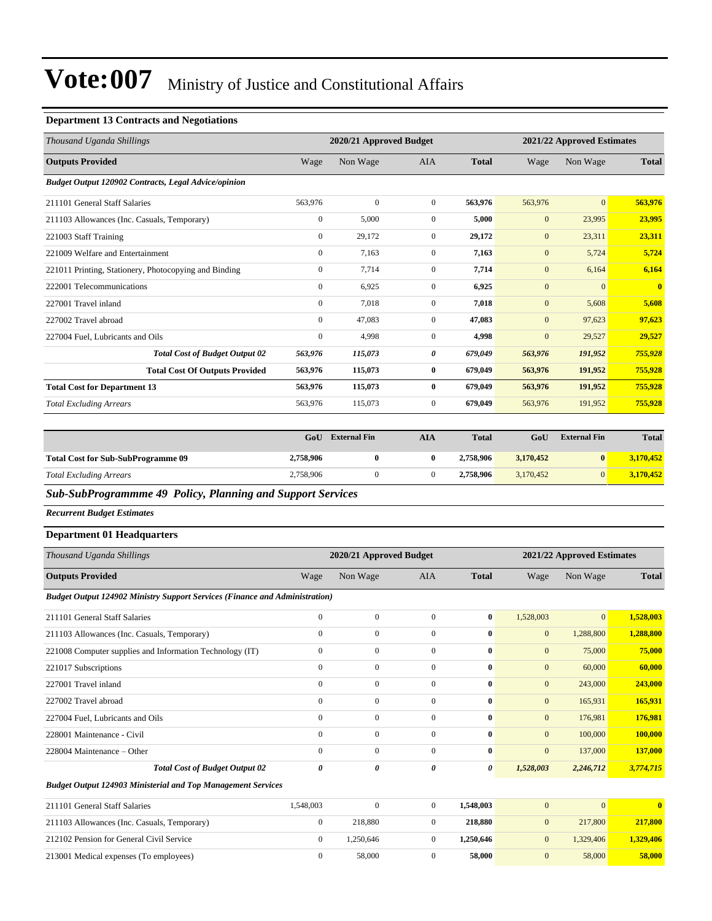# Vote:007 Ministry of Justice and Constitutional Affairs

### Department 13 Contracts and Negotiations

| *Thousand Uganda Shillings* | 2020/21 Approved Budget | | | | 2021/22 Approved Estimates | | |
|---|---|---|---|---|---|---|---|
| **Outputs Provided** | Wage | Non Wage | AIA | **Total** | Wage | Non Wage | **Total** |
| ***Budget Output 120902 Contracts, Legal Advice/opinion*** | | | | | | | |
| 211101 General Staff Salaries | 563,976 | 0 | 0 | **563,976** | 563,976 | 0 | **563,976** |
| 211103 Allowances (Inc. Casuals, Temporary) | 0 | 5,000 | 0 | **5,000** | 0 | 23,995 | **23,995** |
| 221003 Staff Training | 0 | 29,172 | 0 | **29,172** | 0 | 23,311 | **23,311** |
| 221009 Welfare and Entertainment | 0 | 7,163 | 0 | **7,163** | 0 | 5,724 | **5,724** |
| 221011 Printing, Stationery, Photocopying and Binding | 0 | 7,714 | 0 | **7,714** | 0 | 6,164 | **6,164** |
| 222001 Telecommunications | 0 | 6,925 | 0 | **6,925** | 0 | 0 | **0** |
| 227001 Travel inland | 0 | 7,018 | 0 | **7,018** | 0 | 5,608 | **5,608** |
| 227002 Travel abroad | 0 | 47,083 | 0 | **47,083** | 0 | 97,623 | **97,623** |
| 227004 Fuel, Lubricants and Oils | 0 | 4,998 | 0 | **4,998** | 0 | 29,527 | **29,527** |
| ***Total Cost of Budget Output 02*** | ***563,976*** | ***115,073*** | ***0*** | ***679,049*** | ***563,976*** | ***191,952*** | ***755,928*** |
| **Total Cost Of Outputs Provided** | **563,976** | **115,073** | **0** | **679,049** | **563,976** | **191,952** | **755,928** |
| **Total Cost for Department 13** | **563,976** | **115,073** | **0** | **679,049** | **563,976** | **191,952** | **755,928** |
| *Total Excluding Arrears* | 563,976 | 115,073 | 0 | **679,049** | 563,976 | 191,952 | **755,928** |

| | GoU | External Fin | AIA | Total | GoU | External Fin | Total |
|---|---|---|---|---|---|---|---|
| **Total Cost for Sub-SubProgramme 09** | **2,758,906** | **0** | **0** | **2,758,906** | **3,170,452** | **0** | **3,170,452** |
| *Total Excluding Arrears* | 2,758,906 | 0 | 0 | **2,758,906** | 3,170,452 | 0 | **3,170,452** |

## *Sub-SubProgrammme 49 Policy, Planning and Support Services*

***Recurrent Budget Estimates***

### Department 01 Headquarters

| *Thousand Uganda Shillings* | 2020/21 Approved Budget | | | | 2021/22 Approved Estimates | | |
|---|---|---|---|---|---|---|---|
| **Outputs Provided** | Wage | Non Wage | AIA | **Total** | Wage | Non Wage | **Total** |
| ***Budget Output 124902 Ministry Support Services (Finance and Administration)*** | | | | | | | |
| 211101 General Staff Salaries | 0 | 0 | 0 | **0** | 1,528,003 | 0 | **1,528,003** |
| 211103 Allowances (Inc. Casuals, Temporary) | 0 | 0 | 0 | **0** | 0 | 1,288,800 | **1,288,800** |
| 221008 Computer supplies and Information Technology (IT) | 0 | 0 | 0 | **0** | 0 | 75,000 | **75,000** |
| 221017 Subscriptions | 0 | 0 | 0 | **0** | 0 | 60,000 | **60,000** |
| 227001 Travel inland | 0 | 0 | 0 | **0** | 0 | 243,000 | **243,000** |
| 227002 Travel abroad | 0 | 0 | 0 | **0** | 0 | 165,931 | **165,931** |
| 227004 Fuel, Lubricants and Oils | 0 | 0 | 0 | **0** | 0 | 176,981 | **176,981** |
| 228001 Maintenance - Civil | 0 | 0 | 0 | **0** | 0 | 100,000 | **100,000** |
| 228004 Maintenance – Other | 0 | 0 | 0 | **0** | 0 | 137,000 | **137,000** |
| ***Total Cost of Budget Output 02*** | ***0*** | ***0*** | ***0*** | ***0*** | ***1,528,003*** | ***2,246,712*** | ***3,774,715*** |
| ***Budget Output 124903 Ministerial and Top Management Services*** | | | | | | | |
| 211101 General Staff Salaries | 1,548,003 | 0 | 0 | **1,548,003** | 0 | 0 | **0** |
| 211103 Allowances (Inc. Casuals, Temporary) | 0 | 218,880 | 0 | **218,880** | 0 | 217,800 | **217,800** |
| 212102 Pension for General Civil Service | 0 | 1,250,646 | 0 | **1,250,646** | 0 | 1,329,406 | **1,329,406** |
| 213001 Medical expenses (To employees) | 0 | 58,000 | 0 | **58,000** | 0 | 58,000 | **58,000** |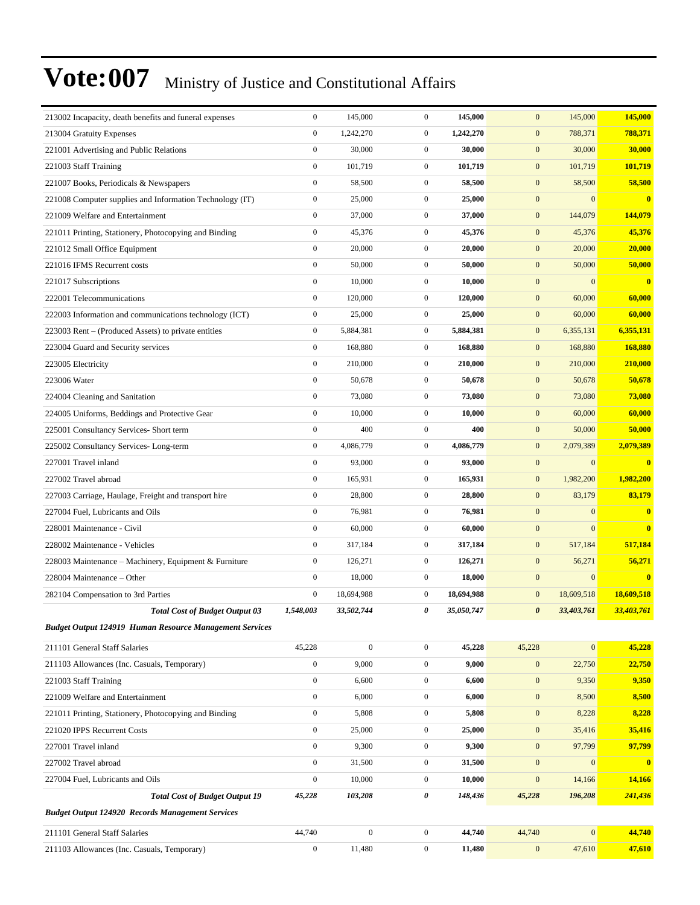# Vote:007 Ministry of Justice and Constitutional Affairs

| | | | | | | | |
|---|---|---|---|---|---|---|---|
| 213002 Incapacity, death benefits and funeral expenses | 0 | 145,000 | 0 | **145,000** | 0 | 145,000 | **145,000** |
| 213004 Gratuity Expenses | 0 | 1,242,270 | 0 | **1,242,270** | 0 | 788,371 | **788,371** |
| 221001 Advertising and Public Relations | 0 | 30,000 | 0 | **30,000** | 0 | 30,000 | **30,000** |
| 221003 Staff Training | 0 | 101,719 | 0 | **101,719** | 0 | 101,719 | **101,719** |
| 221007 Books, Periodicals & Newspapers | 0 | 58,500 | 0 | **58,500** | 0 | 58,500 | **58,500** |
| 221008 Computer supplies and Information Technology (IT) | 0 | 25,000 | 0 | **25,000** | 0 | 0 | **0** |
| 221009 Welfare and Entertainment | 0 | 37,000 | 0 | **37,000** | 0 | 144,079 | **144,079** |
| 221011 Printing, Stationery, Photocopying and Binding | 0 | 45,376 | 0 | **45,376** | 0 | 45,376 | **45,376** |
| 221012 Small Office Equipment | 0 | 20,000 | 0 | **20,000** | 0 | 20,000 | **20,000** |
| 221016 IFMS Recurrent costs | 0 | 50,000 | 0 | **50,000** | 0 | 50,000 | **50,000** |
| 221017 Subscriptions | 0 | 10,000 | 0 | **10,000** | 0 | 0 | **0** |
| 222001 Telecommunications | 0 | 120,000 | 0 | **120,000** | 0 | 60,000 | **60,000** |
| 222003 Information and communications technology (ICT) | 0 | 25,000 | 0 | **25,000** | 0 | 60,000 | **60,000** |
| 223003 Rent – (Produced Assets) to private entities | 0 | 5,884,381 | 0 | **5,884,381** | 0 | 6,355,131 | **6,355,131** |
| 223004 Guard and Security services | 0 | 168,880 | 0 | **168,880** | 0 | 168,880 | **168,880** |
| 223005 Electricity | 0 | 210,000 | 0 | **210,000** | 0 | 210,000 | **210,000** |
| 223006 Water | 0 | 50,678 | 0 | **50,678** | 0 | 50,678 | **50,678** |
| 224004 Cleaning and Sanitation | 0 | 73,080 | 0 | **73,080** | 0 | 73,080 | **73,080** |
| 224005 Uniforms, Beddings and Protective Gear | 0 | 10,000 | 0 | **10,000** | 0 | 60,000 | **60,000** |
| 225001 Consultancy Services- Short term | 0 | 400 | 0 | **400** | 0 | 50,000 | **50,000** |
| 225002 Consultancy Services- Long-term | 0 | 4,086,779 | 0 | **4,086,779** | 0 | 2,079,389 | **2,079,389** |
| 227001 Travel inland | 0 | 93,000 | 0 | **93,000** | 0 | 0 | **0** |
| 227002 Travel abroad | 0 | 165,931 | 0 | **165,931** | 0 | 1,982,200 | **1,982,200** |
| 227003 Carriage, Haulage, Freight and transport hire | 0 | 28,800 | 0 | **28,800** | 0 | 83,179 | **83,179** |
| 227004 Fuel, Lubricants and Oils | 0 | 76,981 | 0 | **76,981** | 0 | 0 | **0** |
| 228001 Maintenance - Civil | 0 | 60,000 | 0 | **60,000** | 0 | 0 | **0** |
| 228002 Maintenance - Vehicles | 0 | 317,184 | 0 | **317,184** | 0 | 517,184 | **517,184** |
| 228003 Maintenance – Machinery, Equipment & Furniture | 0 | 126,271 | 0 | **126,271** | 0 | 56,271 | **56,271** |
| 228004 Maintenance – Other | 0 | 18,000 | 0 | **18,000** | 0 | 0 | **0** |
| 282104 Compensation to 3rd Parties | 0 | 18,694,988 | 0 | **18,694,988** | 0 | 18,609,518 | **18,609,518** |
| ***Total Cost of Budget Output 03*** | ***1,548,003*** | ***33,502,744*** | ***0*** | ***35,050,747*** | ***0*** | ***33,403,761*** | ***33,403,761*** |
| ***Budget Output 124919 Human Resource Management Services*** | | | | | | | |
| 211101 General Staff Salaries | 45,228 | 0 | 0 | **45,228** | 45,228 | 0 | **45,228** |
| 211103 Allowances (Inc. Casuals, Temporary) | 0 | 9,000 | 0 | **9,000** | 0 | 22,750 | **22,750** |
| 221003 Staff Training | 0 | 6,600 | 0 | **6,600** | 0 | 9,350 | **9,350** |
| 221009 Welfare and Entertainment | 0 | 6,000 | 0 | **6,000** | 0 | 8,500 | **8,500** |
| 221011 Printing, Stationery, Photocopying and Binding | 0 | 5,808 | 0 | **5,808** | 0 | 8,228 | **8,228** |
| 221020 IPPS Recurrent Costs | 0 | 25,000 | 0 | **25,000** | 0 | 35,416 | **35,416** |
| 227001 Travel inland | 0 | 9,300 | 0 | **9,300** | 0 | 97,799 | **97,799** |
| 227002 Travel abroad | 0 | 31,500 | 0 | **31,500** | 0 | 0 | **0** |
| 227004 Fuel, Lubricants and Oils | 0 | 10,000 | 0 | **10,000** | 0 | 14,166 | **14,166** |
| ***Total Cost of Budget Output 19*** | ***45,228*** | ***103,208*** | ***0*** | ***148,436*** | ***45,228*** | ***196,208*** | ***241,436*** |
| ***Budget Output 124920 Records Management Services*** | | | | | | | |
| 211101 General Staff Salaries | 44,740 | 0 | 0 | **44,740** | 44,740 | 0 | **44,740** |
| 211103 Allowances (Inc. Casuals, Temporary) | 0 | 11,480 | 0 | **11,480** | 0 | 47,610 | **47,610** |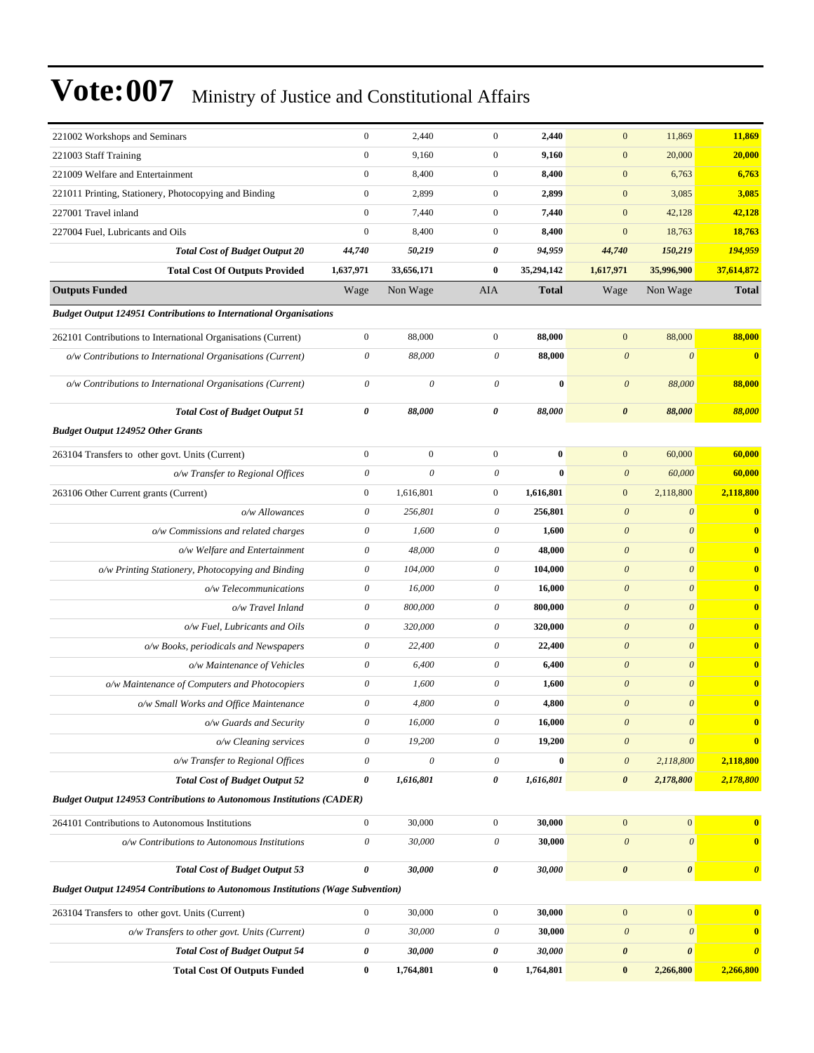# Vote:007 Ministry of Justice and Constitutional Affairs

| | | | | | | | |
|---|---|---|---|---|---|---|---|
| 221002 Workshops and Seminars | 0 | 2,440 | 0 | **2,440** | 0 | 11,869 | **11,869** |
| 221003 Staff Training | 0 | 9,160 | 0 | **9,160** | 0 | 20,000 | **20,000** |
| 221009 Welfare and Entertainment | 0 | 8,400 | 0 | **8,400** | 0 | 6,763 | **6,763** |
| 221011 Printing, Stationery, Photocopying and Binding | 0 | 2,899 | 0 | **2,899** | 0 | 3,085 | **3,085** |
| 227001 Travel inland | 0 | 7,440 | 0 | **7,440** | 0 | 42,128 | **42,128** |
| 227004 Fuel, Lubricants and Oils | 0 | 8,400 | 0 | **8,400** | 0 | 18,763 | **18,763** |
| ***Total Cost of Budget Output 20*** | ***44,740*** | ***50,219*** | ***0*** | ***94,959*** | ***44,740*** | ***150,219*** | ***194,959*** |
| **Total Cost Of Outputs Provided** | **1,637,971** | **33,656,171** | **0** | **35,294,142** | **1,617,971** | **35,996,900** | **37,614,872** |
| **Outputs Funded** | Wage | Non Wage | AIA | **Total** | Wage | Non Wage | **Total** |
| ***Budget Output 124951 Contributions to International Organisations*** | | | | | | | |
| 262101 Contributions to International Organisations (Current) | 0 | 88,000 | 0 | **88,000** | 0 | 88,000 | **88,000** |
| *o/w Contributions to International Organisations (Current)* | *0* | *88,000* | *0* | **88,000** | *0* | *0* | **0** |
| *o/w Contributions to International Organisations (Current)* | *0* | *0* | *0* | **0** | *0* | *88,000* | **88,000** |
| ***Total Cost of Budget Output 51*** | ***0*** | ***88,000*** | ***0*** | ***88,000*** | ***0*** | ***88,000*** | ***88,000*** |
| ***Budget Output 124952 Other Grants*** | | | | | | | |
| 263104 Transfers to other govt. Units (Current) | 0 | 0 | 0 | **0** | 0 | 60,000 | **60,000** |
| *o/w Transfer to Regional Offices* | *0* | *0* | *0* | **0** | *0* | *60,000* | **60,000** |
| 263106 Other Current grants (Current) | 0 | 1,616,801 | 0 | **1,616,801** | 0 | 2,118,800 | **2,118,800** |
| *o/w Allowances* | *0* | *256,801* | *0* | **256,801** | *0* | *0* | **0** |
| *o/w Commissions and related charges* | *0* | *1,600* | *0* | **1,600** | *0* | *0* | **0** |
| *o/w Welfare and Entertainment* | *0* | *48,000* | *0* | **48,000** | *0* | *0* | **0** |
| *o/w Printing Stationery, Photocopying and Binding* | *0* | *104,000* | *0* | **104,000** | *0* | *0* | **0** |
| *o/w Telecommunications* | *0* | *16,000* | *0* | **16,000** | *0* | *0* | **0** |
| *o/w Travel Inland* | *0* | *800,000* | *0* | **800,000** | *0* | *0* | **0** |
| *o/w Fuel, Lubricants and Oils* | *0* | *320,000* | *0* | **320,000** | *0* | *0* | **0** |
| *o/w Books, periodicals and Newspapers* | *0* | *22,400* | *0* | **22,400** | *0* | *0* | **0** |
| *o/w Maintenance of Vehicles* | *0* | *6,400* | *0* | **6,400** | *0* | *0* | **0** |
| *o/w Maintenance of Computers and Photocopiers* | *0* | *1,600* | *0* | **1,600** | *0* | *0* | **0** |
| *o/w Small Works and Office Maintenance* | *0* | *4,800* | *0* | **4,800** | *0* | *0* | **0** |
| *o/w Guards and Security* | *0* | *16,000* | *0* | **16,000** | *0* | *0* | **0** |
| *o/w Cleaning services* | *0* | *19,200* | *0* | **19,200** | *0* | *0* | **0** |
| *o/w Transfer to Regional Offices* | *0* | *0* | *0* | **0** | *0* | *2,118,800* | **2,118,800** |
| ***Total Cost of Budget Output 52*** | ***0*** | ***1,616,801*** | ***0*** | ***1,616,801*** | ***0*** | ***2,178,800*** | ***2,178,800*** |
| ***Budget Output 124953 Contributions to Autonomous Institutions (CADER)*** | | | | | | | |
| 264101 Contributions to Autonomous Institutions | 0 | 30,000 | 0 | **30,000** | 0 | 0 | **0** |
| *o/w Contributions to Autonomous Institutions* | *0* | *30,000* | *0* | **30,000** | *0* | *0* | **0** |
| ***Total Cost of Budget Output 53*** | ***0*** | ***30,000*** | ***0*** | ***30,000*** | ***0*** | ***0*** | ***0*** |
| ***Budget Output 124954 Contributions to Autonomous Institutions (Wage Subvention)*** | | | | | | | |
| 263104 Transfers to other govt. Units (Current) | 0 | 30,000 | 0 | **30,000** | 0 | 0 | **0** |
| *o/w Transfers to other govt. Units (Current)* | *0* | *30,000* | *0* | **30,000** | *0* | *0* | **0** |
| ***Total Cost of Budget Output 54*** | ***0*** | ***30,000*** | ***0*** | ***30,000*** | ***0*** | ***0*** | ***0*** |
| **Total Cost Of Outputs Funded** | **0** | **1,764,801** | **0** | **1,764,801** | **0** | **2,266,800** | **2,266,800** |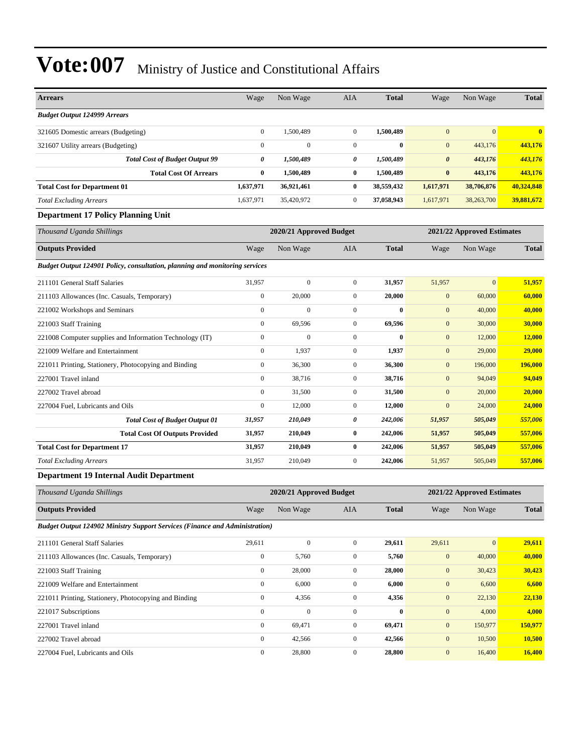# Vote:007 Ministry of Justice and Constitutional Affairs

| Arrears | Wage | Non Wage | AIA | Total | Wage | Non Wage | Total |
|---|---|---|---|---|---|---|---|
| ***Budget Output 124999 Arrears*** | | | | | | | |
| 321605 Domestic arrears (Budgeting) | 0 | 1,500,489 | 0 | **1,500,489** | 0 | 0 | **0** |
| 321607 Utility arrears (Budgeting) | 0 | 0 | 0 | **0** | 0 | 443,176 | **443,176** |
| ***Total Cost of Budget Output 99*** | ***0*** | ***1,500,489*** | ***0*** | ***1,500,489*** | ***0*** | ***443,176*** | ***443,176*** |
| **Total Cost Of Arrears** | **0** | **1,500,489** | **0** | **1,500,489** | **0** | **443,176** | **443,176** |
| **Total Cost for Department 01** | **1,637,971** | **36,921,461** | **0** | **38,559,432** | **1,617,971** | **38,706,876** | **40,324,848** |
| *Total Excluding Arrears* | 1,637,971 | 35,420,972 | 0 | **37,058,943** | 1,617,971 | 38,263,700 | **39,881,672** |

### Department 17 Policy Planning Unit

| *Thousand Uganda Shillings* | 2020/21 Approved Budget | | | | 2021/22 Approved Estimates | | |
|---|---|---|---|---|---|---|---|
| **Outputs Provided** | Wage | Non Wage | AIA | **Total** | Wage | Non Wage | **Total** |
| ***Budget Output 124901 Policy, consultation, planning and monitoring services*** | | | | | | | |
| 211101 General Staff Salaries | 31,957 | 0 | 0 | **31,957** | 51,957 | 0 | **51,957** |
| 211103 Allowances (Inc. Casuals, Temporary) | 0 | 20,000 | 0 | **20,000** | 0 | 60,000 | **60,000** |
| 221002 Workshops and Seminars | 0 | 0 | 0 | **0** | 0 | 40,000 | **40,000** |
| 221003 Staff Training | 0 | 69,596 | 0 | **69,596** | 0 | 30,000 | **30,000** |
| 221008 Computer supplies and Information Technology (IT) | 0 | 0 | 0 | **0** | 0 | 12,000 | **12,000** |
| 221009 Welfare and Entertainment | 0 | 1,937 | 0 | **1,937** | 0 | 29,000 | **29,000** |
| 221011 Printing, Stationery, Photocopying and Binding | 0 | 36,300 | 0 | **36,300** | 0 | 196,000 | **196,000** |
| 227001 Travel inland | 0 | 38,716 | 0 | **38,716** | 0 | 94,049 | **94,049** |
| 227002 Travel abroad | 0 | 31,500 | 0 | **31,500** | 0 | 20,000 | **20,000** |
| 227004 Fuel, Lubricants and Oils | 0 | 12,000 | 0 | **12,000** | 0 | 24,000 | **24,000** |
| ***Total Cost of Budget Output 01*** | ***31,957*** | ***210,049*** | ***0*** | ***242,006*** | ***51,957*** | ***505,049*** | ***557,006*** |
| **Total Cost Of Outputs Provided** | **31,957** | **210,049** | **0** | **242,006** | **51,957** | **505,049** | **557,006** |
| **Total Cost for Department 17** | **31,957** | **210,049** | **0** | **242,006** | **51,957** | **505,049** | **557,006** |
| *Total Excluding Arrears* | 31,957 | 210,049 | 0 | **242,006** | 51,957 | 505,049 | **557,006** |

### Department 19 Internal Audit Department

| *Thousand Uganda Shillings* | 2020/21 Approved Budget | | | | 2021/22 Approved Estimates | | |
|---|---|---|---|---|---|---|---|
| **Outputs Provided** | Wage | Non Wage | AIA | **Total** | Wage | Non Wage | **Total** |
| ***Budget Output 124902 Ministry Support Services (Finance and Administration)*** | | | | | | | |
| 211101 General Staff Salaries | 29,611 | 0 | 0 | **29,611** | 29,611 | 0 | **29,611** |
| 211103 Allowances (Inc. Casuals, Temporary) | 0 | 5,760 | 0 | **5,760** | 0 | 40,000 | **40,000** |
| 221003 Staff Training | 0 | 28,000 | 0 | **28,000** | 0 | 30,423 | **30,423** |
| 221009 Welfare and Entertainment | 0 | 6,000 | 0 | **6,000** | 0 | 6,600 | **6,600** |
| 221011 Printing, Stationery, Photocopying and Binding | 0 | 4,356 | 0 | **4,356** | 0 | 22,130 | **22,130** |
| 221017 Subscriptions | 0 | 0 | 0 | **0** | 0 | 4,000 | **4,000** |
| 227001 Travel inland | 0 | 69,471 | 0 | **69,471** | 0 | 150,977 | **150,977** |
| 227002 Travel abroad | 0 | 42,566 | 0 | **42,566** | 0 | 10,500 | **10,500** |
| 227004 Fuel, Lubricants and Oils | 0 | 28,800 | 0 | **28,800** | 0 | 16,400 | **16,400** |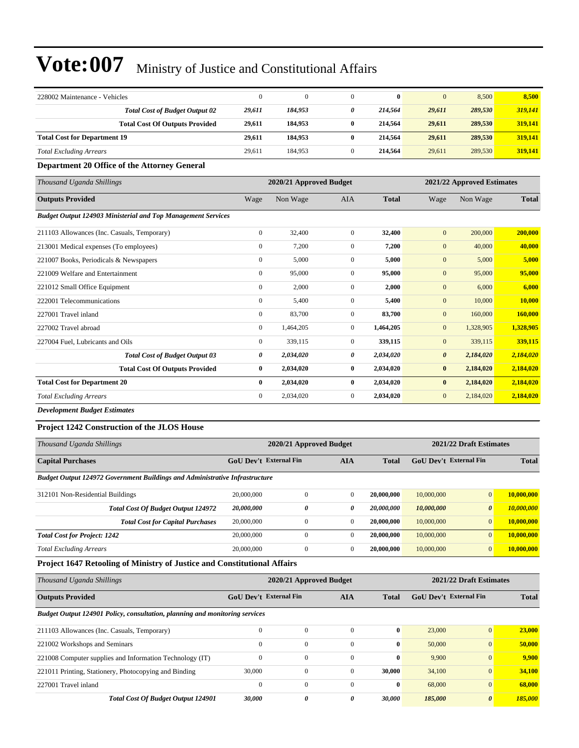# Vote:007 Ministry of Justice and Constitutional Affairs

| | | | | | | | |
|---|---|---|---|---|---|---|---|
| 228002 Maintenance - Vehicles | 0 | 0 | 0 | **0** | 0 | 8,500 | **8,500** |
| ***Total Cost of Budget Output 02*** | ***29,611*** | ***184,953*** | ***0*** | ***214,564*** | ***29,611*** | ***289,530*** | ***319,141*** |
| **Total Cost Of Outputs Provided** | **29,611** | **184,953** | **0** | **214,564** | **29,611** | **289,530** | **319,141** |
| **Total Cost for Department 19** | **29,611** | **184,953** | **0** | **214,564** | **29,611** | **289,530** | **319,141** |
| *Total Excluding Arrears* | 29,611 | 184,953 | 0 | **214,564** | 29,611 | 289,530 | **319,141** |

**Department 20 Office of the Attorney General**

| *Thousand Uganda Shillings* | 2020/21 Approved Budget | | | | 2021/22 Approved Estimates | | |
|---|---|---|---|---|---|---|---|
| **Outputs Provided** | Wage | Non Wage | AIA | **Total** | Wage | Non Wage | **Total** |
| ***Budget Output 124903 Ministerial and Top Management Services*** | | | | | | | |
| 211103 Allowances (Inc. Casuals, Temporary) | 0 | 32,400 | 0 | **32,400** | 0 | 200,000 | **200,000** |
| 213001 Medical expenses (To employees) | 0 | 7,200 | 0 | **7,200** | 0 | 40,000 | **40,000** |
| 221007 Books, Periodicals & Newspapers | 0 | 5,000 | 0 | **5,000** | 0 | 5,000 | **5,000** |
| 221009 Welfare and Entertainment | 0 | 95,000 | 0 | **95,000** | 0 | 95,000 | **95,000** |
| 221012 Small Office Equipment | 0 | 2,000 | 0 | **2,000** | 0 | 6,000 | **6,000** |
| 222001 Telecommunications | 0 | 5,400 | 0 | **5,400** | 0 | 10,000 | **10,000** |
| 227001 Travel inland | 0 | 83,700 | 0 | **83,700** | 0 | 160,000 | **160,000** |
| 227002 Travel abroad | 0 | 1,464,205 | 0 | **1,464,205** | 0 | 1,328,905 | **1,328,905** |
| 227004 Fuel, Lubricants and Oils | 0 | 339,115 | 0 | **339,115** | 0 | 339,115 | **339,115** |
| ***Total Cost of Budget Output 03*** | ***0*** | ***2,034,020*** | ***0*** | ***2,034,020*** | ***0*** | ***2,184,020*** | ***2,184,020*** |
| **Total Cost Of Outputs Provided** | **0** | **2,034,020** | **0** | **2,034,020** | **0** | **2,184,020** | **2,184,020** |
| **Total Cost for Department 20** | **0** | **2,034,020** | **0** | **2,034,020** | **0** | **2,184,020** | **2,184,020** |
| *Total Excluding Arrears* | 0 | 2,034,020 | 0 | **2,034,020** | 0 | 2,184,020 | **2,184,020** |

***Development Budget Estimates***

**Project 1242 Construction of the JLOS House**

| *Thousand Uganda Shillings* | 2020/21 Approved Budget | | | | 2021/22 Draft Estimates | | |
|---|---|---|---|---|---|---|---|
| **Capital Purchases** | **GoU Dev't** | **External Fin** | **AIA** | **Total** | **GoU Dev't** | **External Fin** | **Total** |
| ***Budget Output 124972 Government Buildings and Administrative Infrastructure*** | | | | | | | |
| 312101 Non-Residential Buildings | 20,000,000 | 0 | 0 | **20,000,000** | 10,000,000 | 0 | **10,000,000** |
| ***Total Cost Of Budget Output 124972*** | ***20,000,000*** | ***0*** | ***0*** | ***20,000,000*** | ***10,000,000*** | ***0*** | ***10,000,000*** |
| ***Total Cost for Capital Purchases*** | 20,000,000 | 0 | 0 | **20,000,000** | 10,000,000 | 0 | **10,000,000** |
| ***Total Cost for Project: 1242*** | 20,000,000 | 0 | 0 | **20,000,000** | 10,000,000 | 0 | **10,000,000** |
| *Total Excluding Arrears* | 20,000,000 | 0 | 0 | **20,000,000** | 10,000,000 | 0 | **10,000,000** |

**Project 1647 Retooling of Ministry of Justice and Constitutional Affairs**

| *Thousand Uganda Shillings* | 2020/21 Approved Budget | | | | 2021/22 Draft Estimates | | |
|---|---|---|---|---|---|---|---|
| **Outputs Provided** | **GoU Dev't** | **External Fin** | **AIA** | **Total** | **GoU Dev't** | **External Fin** | **Total** |
| ***Budget Output 124901 Policy, consultation, planning and monitoring services*** | | | | | | | |
| 211103 Allowances (Inc. Casuals, Temporary) | 0 | 0 | 0 | **0** | 23,000 | 0 | **23,000** |
| 221002 Workshops and Seminars | 0 | 0 | 0 | **0** | 50,000 | 0 | **50,000** |
| 221008 Computer supplies and Information Technology (IT) | 0 | 0 | 0 | **0** | 9,900 | 0 | **9,900** |
| 221011 Printing, Stationery, Photocopying and Binding | 30,000 | 0 | 0 | **30,000** | 34,100 | 0 | **34,100** |
| 227001 Travel inland | 0 | 0 | 0 | **0** | 68,000 | 0 | **68,000** |
| ***Total Cost Of Budget Output 124901*** | ***30,000*** | ***0*** | ***0*** | ***30,000*** | ***185,000*** | ***0*** | ***185,000*** |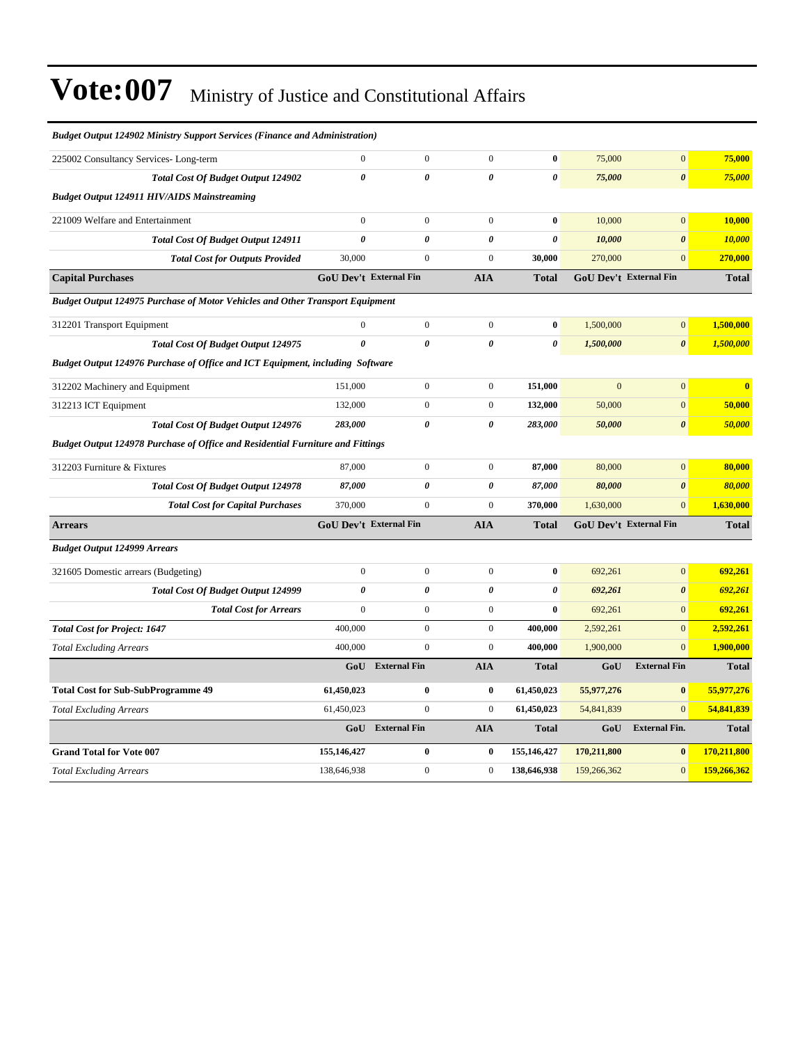# Vote:007 Ministry of Justice and Constitutional Affairs

| | | | | | | | |
|---|---|---|---|---|---|---|---|
| ***Budget Output 124902 Ministry Support Services (Finance and Administration)*** | | | | | | | |
| 225002 Consultancy Services- Long-term | 0 | 0 | 0 | **0** | 75,000 | 0 | **75,000** |
| ***Total Cost Of Budget Output 124902*** | ***0*** | ***0*** | ***0*** | ***0*** | ***75,000*** | ***0*** | ***75,000*** |
| ***Budget Output 124911 HIV/AIDS Mainstreaming*** | | | | | | | |
| 221009 Welfare and Entertainment | 0 | 0 | 0 | **0** | 10,000 | 0 | **10,000** |
| ***Total Cost Of Budget Output 124911*** | ***0*** | ***0*** | ***0*** | ***0*** | ***10,000*** | ***0*** | ***10,000*** |
| ***Total Cost for Outputs Provided*** | 30,000 | 0 | 0 | **30,000** | 270,000 | 0 | **270,000** |
| **Capital Purchases** | **GoU Dev't** | **External Fin** | **AIA** | **Total** | **GoU Dev't** | **External Fin** | **Total** |
| ***Budget Output 124975 Purchase of Motor Vehicles and Other Transport Equipment*** | | | | | | | |
| 312201 Transport Equipment | 0 | 0 | 0 | **0** | 1,500,000 | 0 | **1,500,000** |
| ***Total Cost Of Budget Output 124975*** | ***0*** | ***0*** | ***0*** | ***0*** | ***1,500,000*** | ***0*** | ***1,500,000*** |
| ***Budget Output 124976 Purchase of Office and ICT Equipment, including Software*** | | | | | | | |
| 312202 Machinery and Equipment | 151,000 | 0 | 0 | **151,000** | 0 | 0 | **0** |
| 312213 ICT Equipment | 132,000 | 0 | 0 | **132,000** | 50,000 | 0 | **50,000** |
| ***Total Cost Of Budget Output 124976*** | ***283,000*** | ***0*** | ***0*** | ***283,000*** | ***50,000*** | ***0*** | ***50,000*** |
| ***Budget Output 124978 Purchase of Office and Residential Furniture and Fittings*** | | | | | | | |
| 312203 Furniture & Fixtures | 87,000 | 0 | 0 | **87,000** | 80,000 | 0 | **80,000** |
| ***Total Cost Of Budget Output 124978*** | ***87,000*** | ***0*** | ***0*** | ***87,000*** | ***80,000*** | ***0*** | ***80,000*** |
| ***Total Cost for Capital Purchases*** | 370,000 | 0 | 0 | **370,000** | 1,630,000 | 0 | **1,630,000** |
| **Arrears** | **GoU Dev't** | **External Fin** | **AIA** | **Total** | **GoU Dev't** | **External Fin** | **Total** |
| ***Budget Output 124999 Arrears*** | | | | | | | |
| 321605 Domestic arrears (Budgeting) | 0 | 0 | 0 | **0** | 692,261 | 0 | **692,261** |
| ***Total Cost Of Budget Output 124999*** | ***0*** | ***0*** | ***0*** | ***0*** | ***692,261*** | ***0*** | ***692,261*** |
| ***Total Cost for Arrears*** | 0 | 0 | 0 | **0** | 692,261 | 0 | **692,261** |
| ***Total Cost for Project: 1647*** | 400,000 | 0 | 0 | **400,000** | 2,592,261 | 0 | **2,592,261** |
| *Total Excluding Arrears* | 400,000 | 0 | 0 | **400,000** | 1,900,000 | 0 | **1,900,000** |
| | **GoU** | **External Fin** | **AIA** | **Total** | **GoU** | **External Fin** | **Total** |
| **Total Cost for Sub-SubProgramme 49** | **61,450,023** | **0** | **0** | **61,450,023** | **55,977,276** | **0** | **55,977,276** |
| *Total Excluding Arrears* | 61,450,023 | 0 | 0 | **61,450,023** | 54,841,839 | 0 | **54,841,839** |
| | **GoU** | **External Fin** | **AIA** | **Total** | **GoU** | **External Fin.** | **Total** |
| **Grand Total for Vote 007** | **155,146,427** | **0** | **0** | **155,146,427** | **170,211,800** | **0** | **170,211,800** |
| *Total Excluding Arrears* | 138,646,938 | 0 | 0 | **138,646,938** | 159,266,362 | 0 | **159,266,362** |